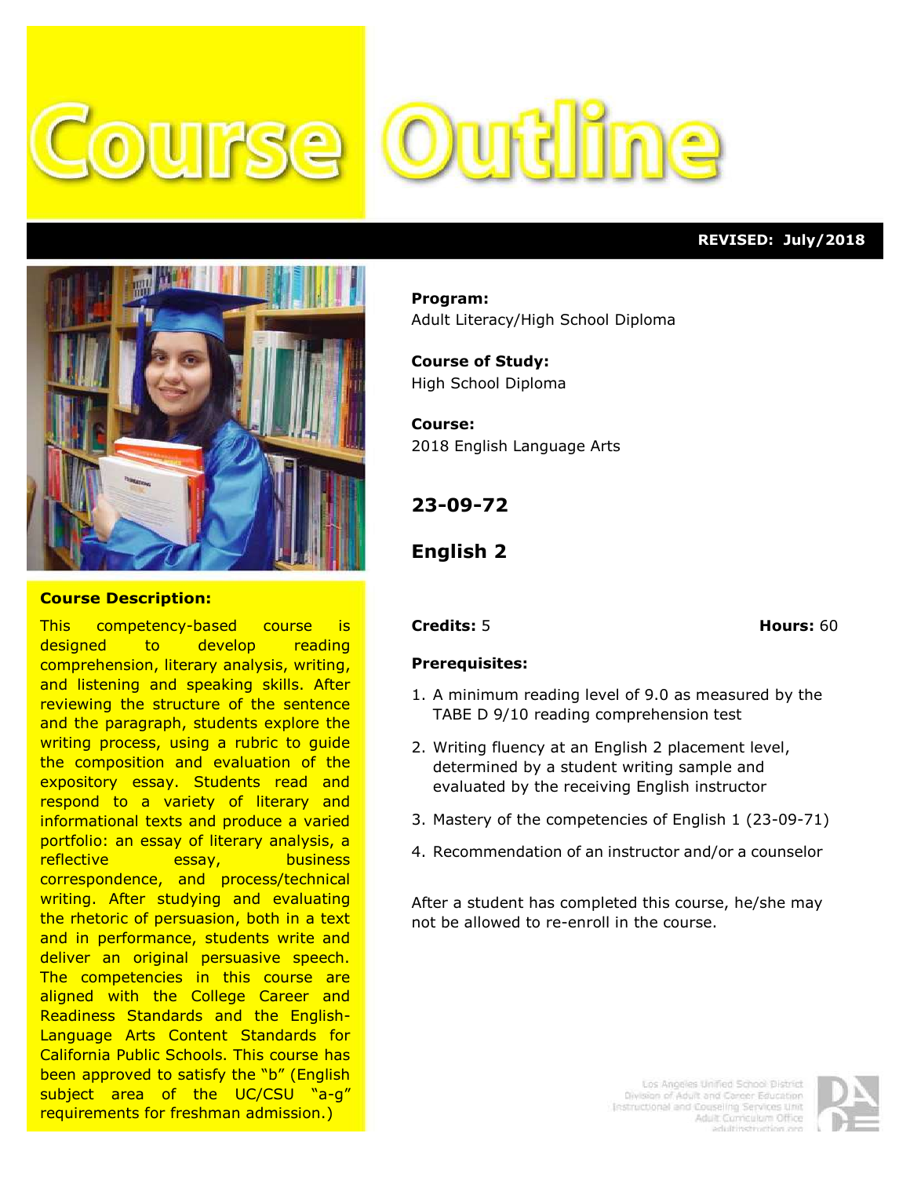# Course Outline

**REVISED: July/2018**

**Program:**
Adult Literacy/High School Diploma

**Course of Study:**
High School Diploma

**Course:**
2018 English Language Arts

## 23-09-72

## English 2

**Credits:** 5 **Hours:** 60

**Prerequisites:**

1. A minimum reading level of 9.0 as measured by the TABE D 9/10 reading comprehension test
2. Writing fluency at an English 2 placement level, determined by a student writing sample and evaluated by the receiving English instructor
3. Mastery of the competencies of English 1 (23-09-71)
4. Recommendation of an instructor and/or a counselor

After a student has completed this course, he/she may not be allowed to re-enroll in the course.

**Course Description:**

This competency-based course is designed to develop reading comprehension, literary analysis, writing, and listening and speaking skills. After reviewing the structure of the sentence and the paragraph, students explore the writing process, using a rubric to guide the composition and evaluation of the expository essay. Students read and respond to a variety of literary and informational texts and produce a varied portfolio: an essay of literary analysis, a reflective essay, business correspondence, and process/technical writing. After studying and evaluating the rhetoric of persuasion, both in a text and in performance, students write and deliver an original persuasive speech. The competencies in this course are aligned with the College Career and Readiness Standards and the English-Language Arts Content Standards for California Public Schools. This course has been approved to satisfy the "b" (English subject area of the UC/CSU "a-g" requirements for freshman admission.)

Los Angeles Unified School District
Division of Adult and Career Education
Instructional and Couseling Services Unit
Adult Curriculum Office
adultinstruction.org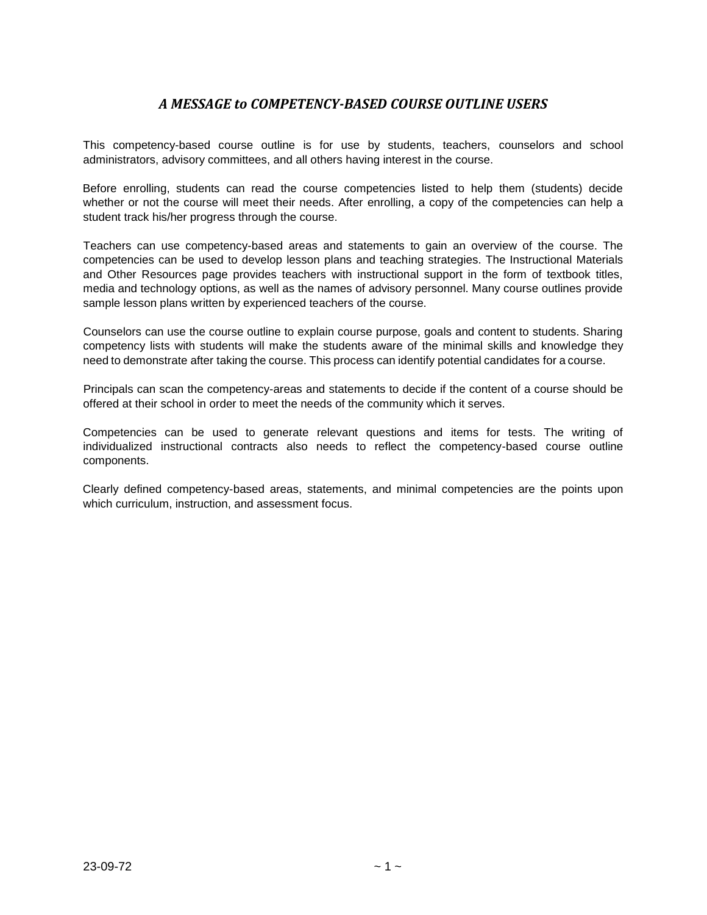## *A MESSAGE to COMPETENCY-BASED COURSE OUTLINE USERS*

This competency-based course outline is for use by students, teachers, counselors and school administrators, advisory committees, and all others having interest in the course.

Before enrolling, students can read the course competencies listed to help them (students) decide whether or not the course will meet their needs. After enrolling, a copy of the competencies can help a student track his/her progress through the course.

Teachers can use competency-based areas and statements to gain an overview of the course. The competencies can be used to develop lesson plans and teaching strategies. The Instructional Materials and Other Resources page provides teachers with instructional support in the form of textbook titles, media and technology options, as well as the names of advisory personnel. Many course outlines provide sample lesson plans written by experienced teachers of the course.

Counselors can use the course outline to explain course purpose, goals and content to students. Sharing competency lists with students will make the students aware of the minimal skills and knowledge they need to demonstrate after taking the course. This process can identify potential candidates for a course.

Principals can scan the competency-areas and statements to decide if the content of a course should be offered at their school in order to meet the needs of the community which it serves.

Competencies can be used to generate relevant questions and items for tests. The writing of individualized instructional contracts also needs to reflect the competency-based course outline components.

Clearly defined competency-based areas, statements, and minimal competencies are the points upon which curriculum, instruction, and assessment focus.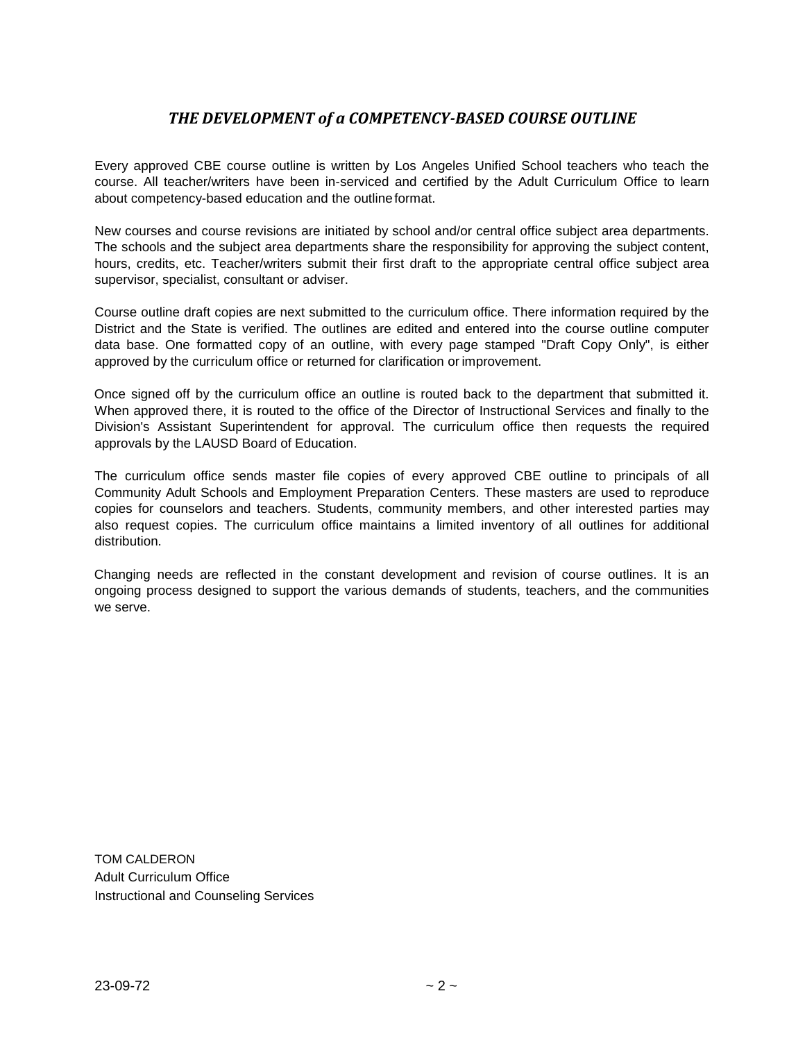## *THE DEVELOPMENT of a COMPETENCY-BASED COURSE OUTLINE*

Every approved CBE course outline is written by Los Angeles Unified School teachers who teach the course. All teacher/writers have been in-serviced and certified by the Adult Curriculum Office to learn about competency-based education and the outline format.

New courses and course revisions are initiated by school and/or central office subject area departments. The schools and the subject area departments share the responsibility for approving the subject content, hours, credits, etc. Teacher/writers submit their first draft to the appropriate central office subject area supervisor, specialist, consultant or adviser.

Course outline draft copies are next submitted to the curriculum office. There information required by the District and the State is verified. The outlines are edited and entered into the course outline computer data base. One formatted copy of an outline, with every page stamped "Draft Copy Only", is either approved by the curriculum office or returned for clarification or improvement.

Once signed off by the curriculum office an outline is routed back to the department that submitted it. When approved there, it is routed to the office of the Director of Instructional Services and finally to the Division's Assistant Superintendent for approval. The curriculum office then requests the required approvals by the LAUSD Board of Education.

The curriculum office sends master file copies of every approved CBE outline to principals of all Community Adult Schools and Employment Preparation Centers. These masters are used to reproduce copies for counselors and teachers. Students, community members, and other interested parties may also request copies. The curriculum office maintains a limited inventory of all outlines for additional distribution.

Changing needs are reflected in the constant development and revision of course outlines. It is an ongoing process designed to support the various demands of students, teachers, and the communities we serve.

TOM CALDERON
Adult Curriculum Office
Instructional and Counseling Services

23-09-72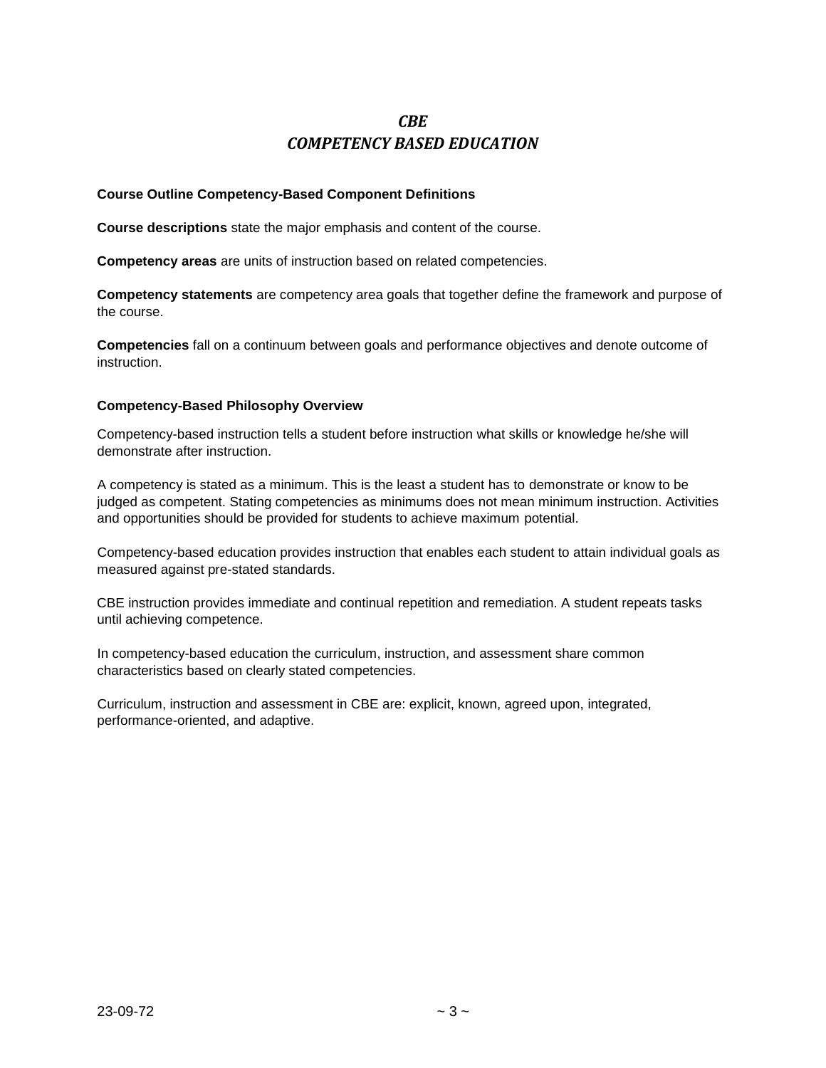# *CBE*
# *COMPETENCY BASED EDUCATION*

**Course Outline Competency-Based Component Definitions**

**Course descriptions** state the major emphasis and content of the course.

**Competency areas** are units of instruction based on related competencies.

**Competency statements** are competency area goals that together define the framework and purpose of the course.

**Competencies** fall on a continuum between goals and performance objectives and denote outcome of instruction.

**Competency-Based Philosophy Overview**

Competency-based instruction tells a student before instruction what skills or knowledge he/she will demonstrate after instruction.

A competency is stated as a minimum. This is the least a student has to demonstrate or know to be judged as competent. Stating competencies as minimums does not mean minimum instruction. Activities and opportunities should be provided for students to achieve maximum potential.

Competency-based education provides instruction that enables each student to attain individual goals as measured against pre-stated standards.

CBE instruction provides immediate and continual repetition and remediation. A student repeats tasks until achieving competence.

In competency-based education the curriculum, instruction, and assessment share common characteristics based on clearly stated competencies.

Curriculum, instruction and assessment in CBE are: explicit, known, agreed upon, integrated, performance-oriented, and adaptive.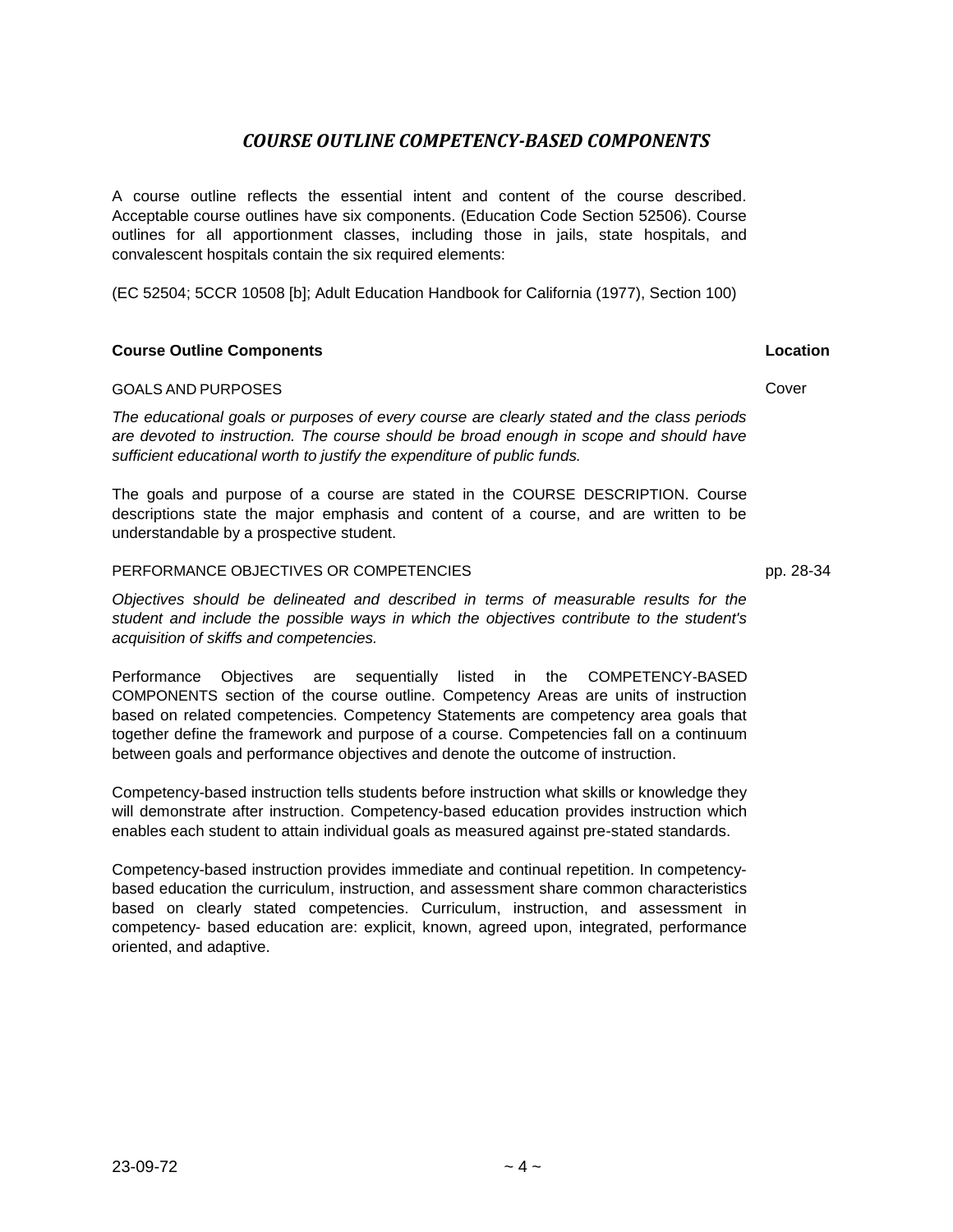## *COURSE OUTLINE COMPETENCY-BASED COMPONENTS*

A course outline reflects the essential intent and content of the course described. Acceptable course outlines have six components. (Education Code Section 52506). Course outlines for all apportionment classes, including those in jails, state hospitals, and convalescent hospitals contain the six required elements:

(EC 52504; 5CCR 10508 [b]; Adult Education Handbook for California (1977), Section 100)

| **Course Outline Components** | **Location** |
|---|---|
| GOALS AND PURPOSES | Cover |

*The educational goals or purposes of every course are clearly stated and the class periods are devoted to instruction. The course should be broad enough in scope and should have sufficient educational worth to justify the expenditure of public funds.*

The goals and purpose of a course are stated in the COURSE DESCRIPTION. Course descriptions state the major emphasis and content of a course, and are written to be understandable by a prospective student.

| | |
|---|---|
| PERFORMANCE OBJECTIVES OR COMPETENCIES | pp. 28-34 |

*Objectives should be delineated and described in terms of measurable results for the student and include the possible ways in which the objectives contribute to the student's acquisition of skiffs and competencies.*

Performance Objectives are sequentially listed in the COMPETENCY-BASED COMPONENTS section of the course outline. Competency Areas are units of instruction based on related competencies. Competency Statements are competency area goals that together define the framework and purpose of a course. Competencies fall on a continuum between goals and performance objectives and denote the outcome of instruction.

Competency-based instruction tells students before instruction what skills or knowledge they will demonstrate after instruction. Competency-based education provides instruction which enables each student to attain individual goals as measured against pre-stated standards.

Competency-based instruction provides immediate and continual repetition. In competency-based education the curriculum, instruction, and assessment share common characteristics based on clearly stated competencies. Curriculum, instruction, and assessment in competency- based education are: explicit, known, agreed upon, integrated, performance oriented, and adaptive.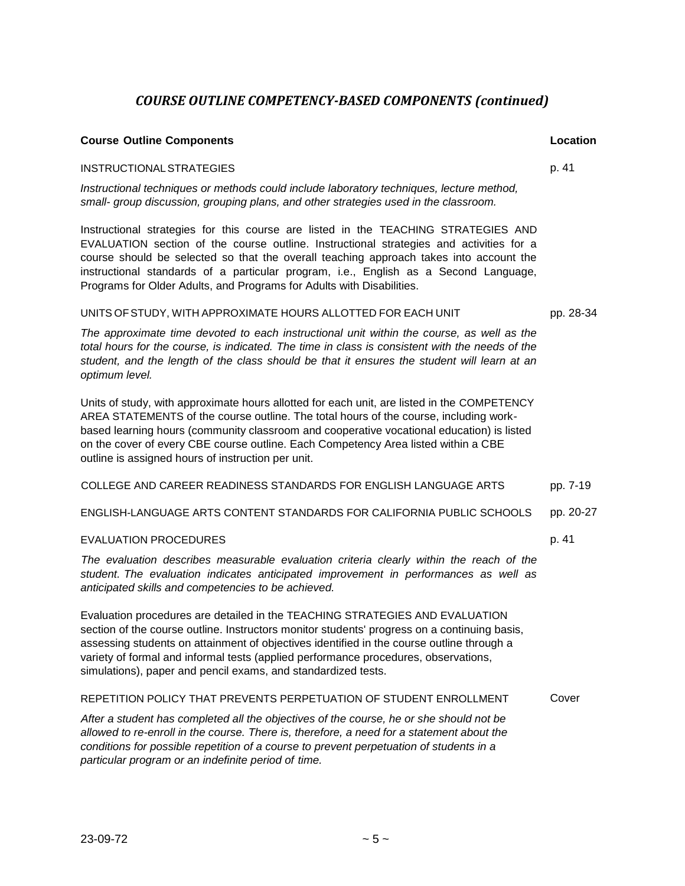## *COURSE OUTLINE COMPETENCY-BASED COMPONENTS (continued)*

| Course Outline Components | Location |
|---|---|
| INSTRUCTIONAL STRATEGIES | p. 41 |

*Instructional techniques or methods could include laboratory techniques, lecture method, small- group discussion, grouping plans, and other strategies used in the classroom.*

Instructional strategies for this course are listed in the TEACHING STRATEGIES AND EVALUATION section of the course outline. Instructional strategies and activities for a course should be selected so that the overall teaching approach takes into account the instructional standards of a particular program, i.e., English as a Second Language, Programs for Older Adults, and Programs for Adults with Disabilities.

| | |
|---|---|
| UNITS OF STUDY, WITH APPROXIMATE HOURS ALLOTTED FOR EACH UNIT | pp. 28-34 |

*The approximate time devoted to each instructional unit within the course, as well as the total hours for the course, is indicated. The time in class is consistent with the needs of the student, and the length of the class should be that it ensures the student will learn at an optimum level.*

Units of study, with approximate hours allotted for each unit, are listed in the COMPETENCY AREA STATEMENTS of the course outline. The total hours of the course, including work-based learning hours (community classroom and cooperative vocational education) is listed on the cover of every CBE course outline. Each Competency Area listed within a CBE outline is assigned hours of instruction per unit.

| | |
|---|---|
| COLLEGE AND CAREER READINESS STANDARDS FOR ENGLISH LANGUAGE ARTS | pp. 7-19 |
| ENGLISH-LANGUAGE ARTS CONTENT STANDARDS FOR CALIFORNIA PUBLIC SCHOOLS | pp. 20-27 |
| EVALUATION PROCEDURES | p. 41 |

*The evaluation describes measurable evaluation criteria clearly within the reach of the student. The evaluation indicates anticipated improvement in performances as well as anticipated skills and competencies to be achieved.*

Evaluation procedures are detailed in the TEACHING STRATEGIES AND EVALUATION section of the course outline. Instructors monitor students' progress on a continuing basis, assessing students on attainment of objectives identified in the course outline through a variety of formal and informal tests (applied performance procedures, observations, simulations), paper and pencil exams, and standardized tests.

| | |
|---|---|
| REPETITION POLICY THAT PREVENTS PERPETUATION OF STUDENT ENROLLMENT | Cover |

*After a student has completed all the objectives of the course, he or she should not be allowed to re-enroll in the course. There is, therefore, a need for a statement about the conditions for possible repetition of a course to prevent perpetuation of students in a particular program or an indefinite period of time.*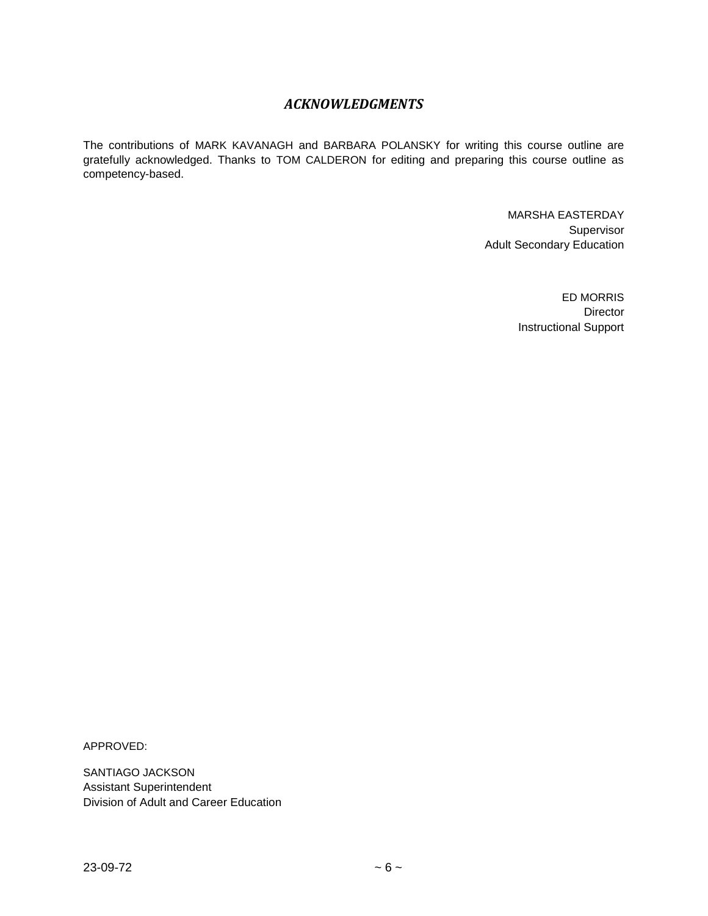## *ACKNOWLEDGMENTS*

The contributions of MARK KAVANAGH and BARBARA POLANSKY for writing this course outline are gratefully acknowledged. Thanks to TOM CALDERON for editing and preparing this course outline as competency-based.

MARSHA EASTERDAY
Supervisor
Adult Secondary Education

ED MORRIS
Director
Instructional Support

APPROVED:

SANTIAGO JACKSON
Assistant Superintendent
Division of Adult and Career Education

23-09-72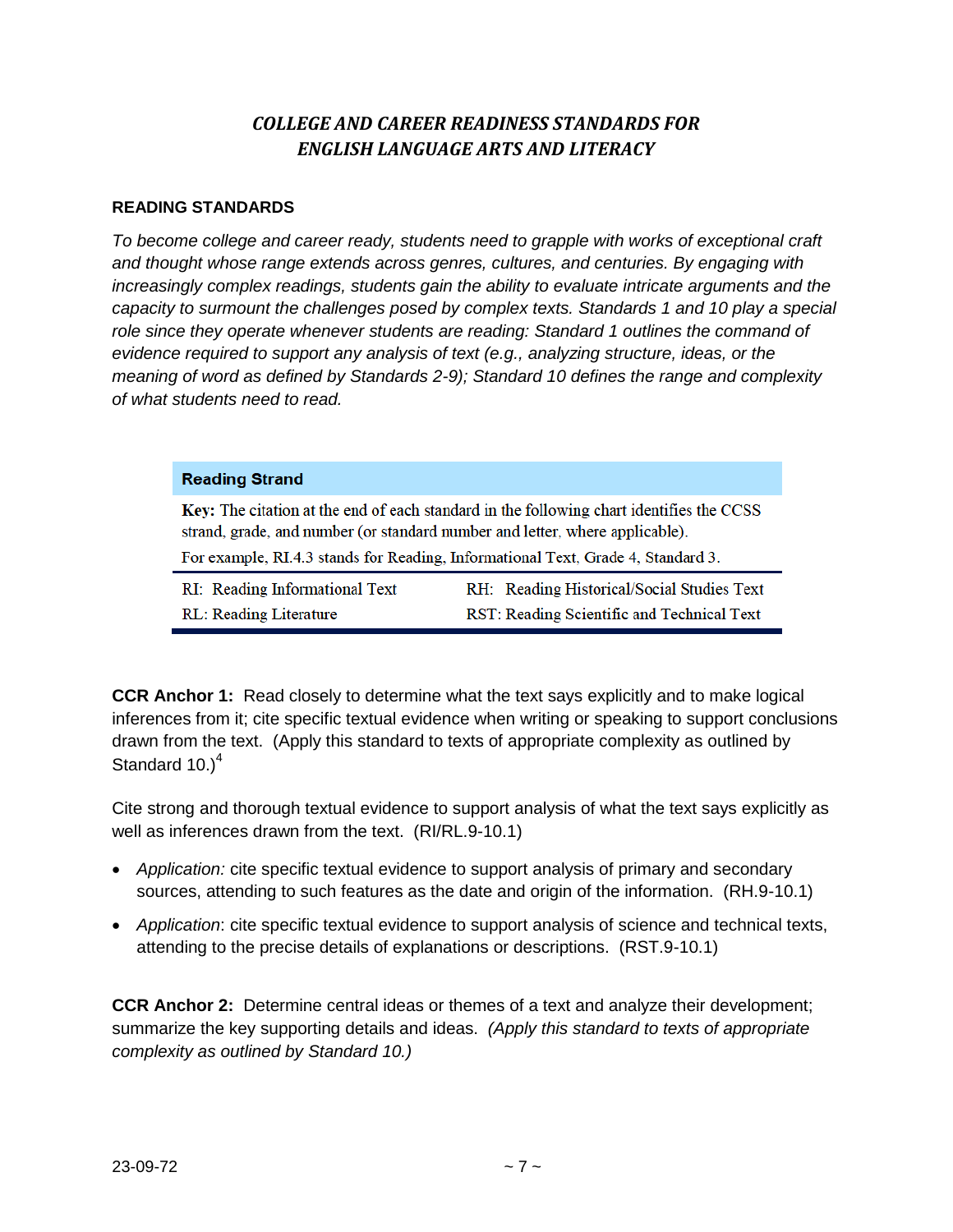## *COLLEGE AND CAREER READINESS STANDARDS FOR ENGLISH LANGUAGE ARTS AND LITERACY*

### READING STANDARDS

*To become college and career ready, students need to grapple with works of exceptional craft and thought whose range extends across genres, cultures, and centuries. By engaging with increasingly complex readings, students gain the ability to evaluate intricate arguments and the capacity to surmount the challenges posed by complex texts. Standards 1 and 10 play a special role since they operate whenever students are reading: Standard 1 outlines the command of evidence required to support any analysis of text (e.g., analyzing structure, ideas, or the meaning of word as defined by Standards 2-9); Standard 10 defines the range and complexity of what students need to read.*

| **Reading Strand** | |
|---|---|
| **Key:** The citation at the end of each standard in the following chart identifies the CCSS strand, grade, and number (or standard number and letter, where applicable). For example, RI.4.3 stands for Reading, Informational Text, Grade 4, Standard 3. | |
| RI: Reading Informational Text | RH: Reading Historical/Social Studies Text |
| RL: Reading Literature | RST: Reading Scientific and Technical Text |

**CCR Anchor 1:** Read closely to determine what the text says explicitly and to make logical inferences from it; cite specific textual evidence when writing or speaking to support conclusions drawn from the text. (Apply this standard to texts of appropriate complexity as outlined by Standard 10.)[4]

Cite strong and thorough textual evidence to support analysis of what the text says explicitly as well as inferences drawn from the text. (RI/RL.9-10.1)

- *Application:* cite specific textual evidence to support analysis of primary and secondary sources, attending to such features as the date and origin of the information. (RH.9-10.1)
- *Application*: cite specific textual evidence to support analysis of science and technical texts, attending to the precise details of explanations or descriptions. (RST.9-10.1)

**CCR Anchor 2:** Determine central ideas or themes of a text and analyze their development; summarize the key supporting details and ideas. *(Apply this standard to texts of appropriate complexity as outlined by Standard 10.)*

23-09-72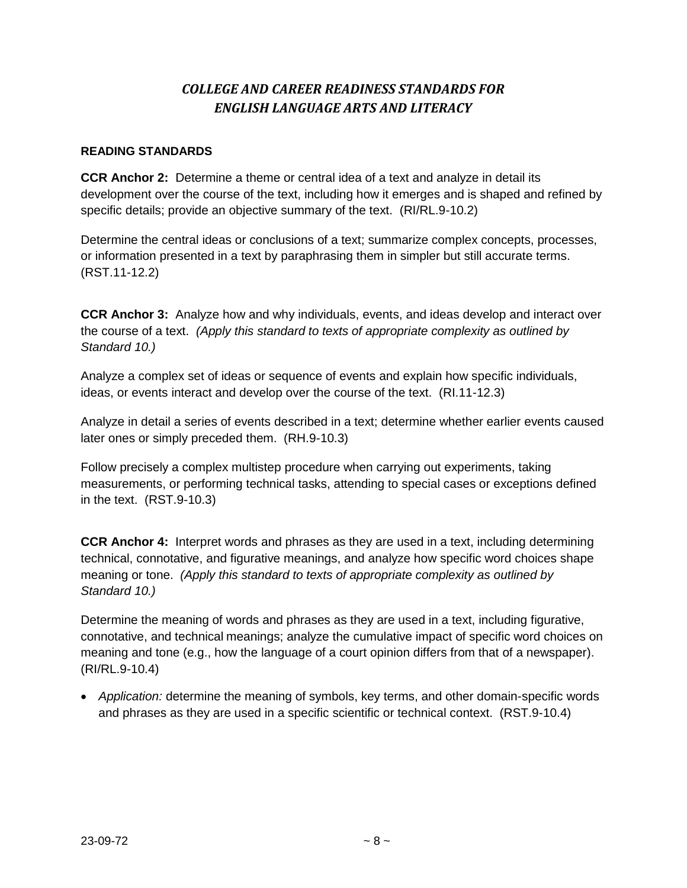## *COLLEGE AND CAREER READINESS STANDARDS FOR ENGLISH LANGUAGE ARTS AND LITERACY*

### READING STANDARDS

**CCR Anchor 2:** Determine a theme or central idea of a text and analyze in detail its development over the course of the text, including how it emerges and is shaped and refined by specific details; provide an objective summary of the text. (RI/RL.9-10.2)

Determine the central ideas or conclusions of a text; summarize complex concepts, processes, or information presented in a text by paraphrasing them in simpler but still accurate terms. (RST.11-12.2)

**CCR Anchor 3:** Analyze how and why individuals, events, and ideas develop and interact over the course of a text. *(Apply this standard to texts of appropriate complexity as outlined by Standard 10.)*

Analyze a complex set of ideas or sequence of events and explain how specific individuals, ideas, or events interact and develop over the course of the text. (RI.11-12.3)

Analyze in detail a series of events described in a text; determine whether earlier events caused later ones or simply preceded them. (RH.9-10.3)

Follow precisely a complex multistep procedure when carrying out experiments, taking measurements, or performing technical tasks, attending to special cases or exceptions defined in the text. (RST.9-10.3)

**CCR Anchor 4:** Interpret words and phrases as they are used in a text, including determining technical, connotative, and figurative meanings, and analyze how specific word choices shape meaning or tone. *(Apply this standard to texts of appropriate complexity as outlined by Standard 10.)*

Determine the meaning of words and phrases as they are used in a text, including figurative, connotative, and technical meanings; analyze the cumulative impact of specific word choices on meaning and tone (e.g., how the language of a court opinion differs from that of a newspaper). (RI/RL.9-10.4)

- *Application:* determine the meaning of symbols, key terms, and other domain-specific words and phrases as they are used in a specific scientific or technical context. (RST.9-10.4)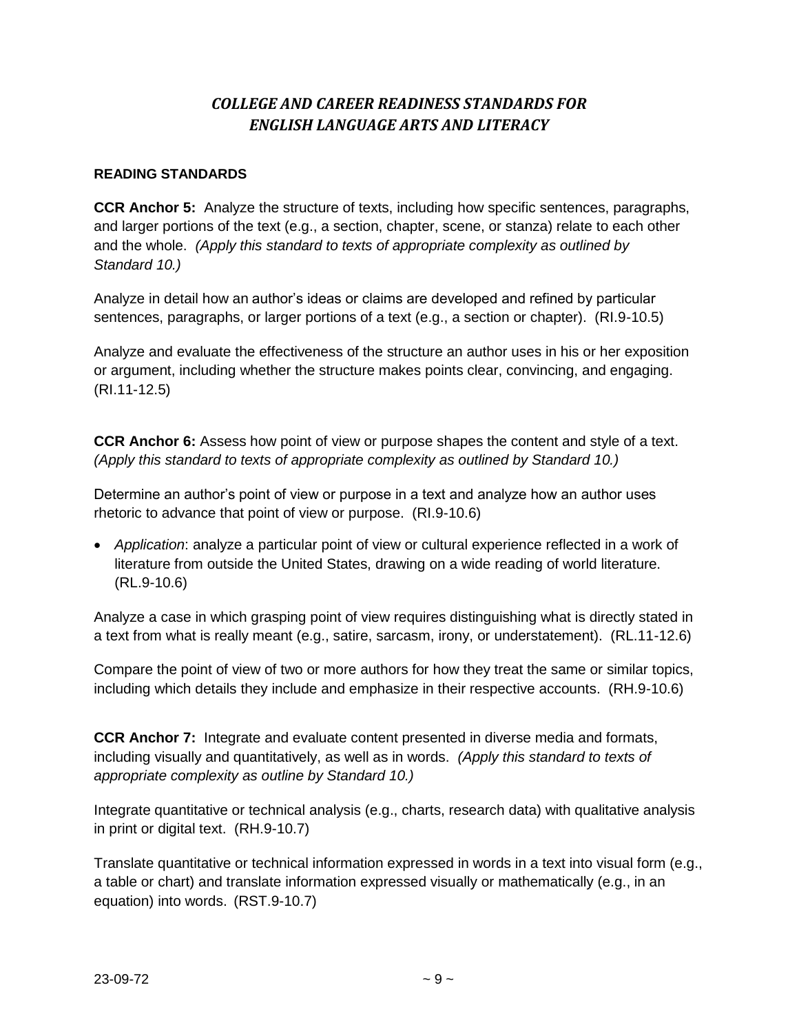# *COLLEGE AND CAREER READINESS STANDARDS FOR ENGLISH LANGUAGE ARTS AND LITERACY*

## READING STANDARDS

**CCR Anchor 5:** Analyze the structure of texts, including how specific sentences, paragraphs, and larger portions of the text (e.g., a section, chapter, scene, or stanza) relate to each other and the whole. *(Apply this standard to texts of appropriate complexity as outlined by Standard 10.)*

Analyze in detail how an author's ideas or claims are developed and refined by particular sentences, paragraphs, or larger portions of a text (e.g., a section or chapter). (RI.9-10.5)

Analyze and evaluate the effectiveness of the structure an author uses in his or her exposition or argument, including whether the structure makes points clear, convincing, and engaging. (RI.11-12.5)

**CCR Anchor 6:** Assess how point of view or purpose shapes the content and style of a text. *(Apply this standard to texts of appropriate complexity as outlined by Standard 10.)*

Determine an author's point of view or purpose in a text and analyze how an author uses rhetoric to advance that point of view or purpose. (RI.9-10.6)

- *Application*: analyze a particular point of view or cultural experience reflected in a work of literature from outside the United States, drawing on a wide reading of world literature. (RL.9-10.6)

Analyze a case in which grasping point of view requires distinguishing what is directly stated in a text from what is really meant (e.g., satire, sarcasm, irony, or understatement). (RL.11-12.6)

Compare the point of view of two or more authors for how they treat the same or similar topics, including which details they include and emphasize in their respective accounts. (RH.9-10.6)

**CCR Anchor 7:** Integrate and evaluate content presented in diverse media and formats, including visually and quantitatively, as well as in words. *(Apply this standard to texts of appropriate complexity as outline by Standard 10.)*

Integrate quantitative or technical analysis (e.g., charts, research data) with qualitative analysis in print or digital text. (RH.9-10.7)

Translate quantitative or technical information expressed in words in a text into visual form (e.g., a table or chart) and translate information expressed visually or mathematically (e.g., in an equation) into words. (RST.9-10.7)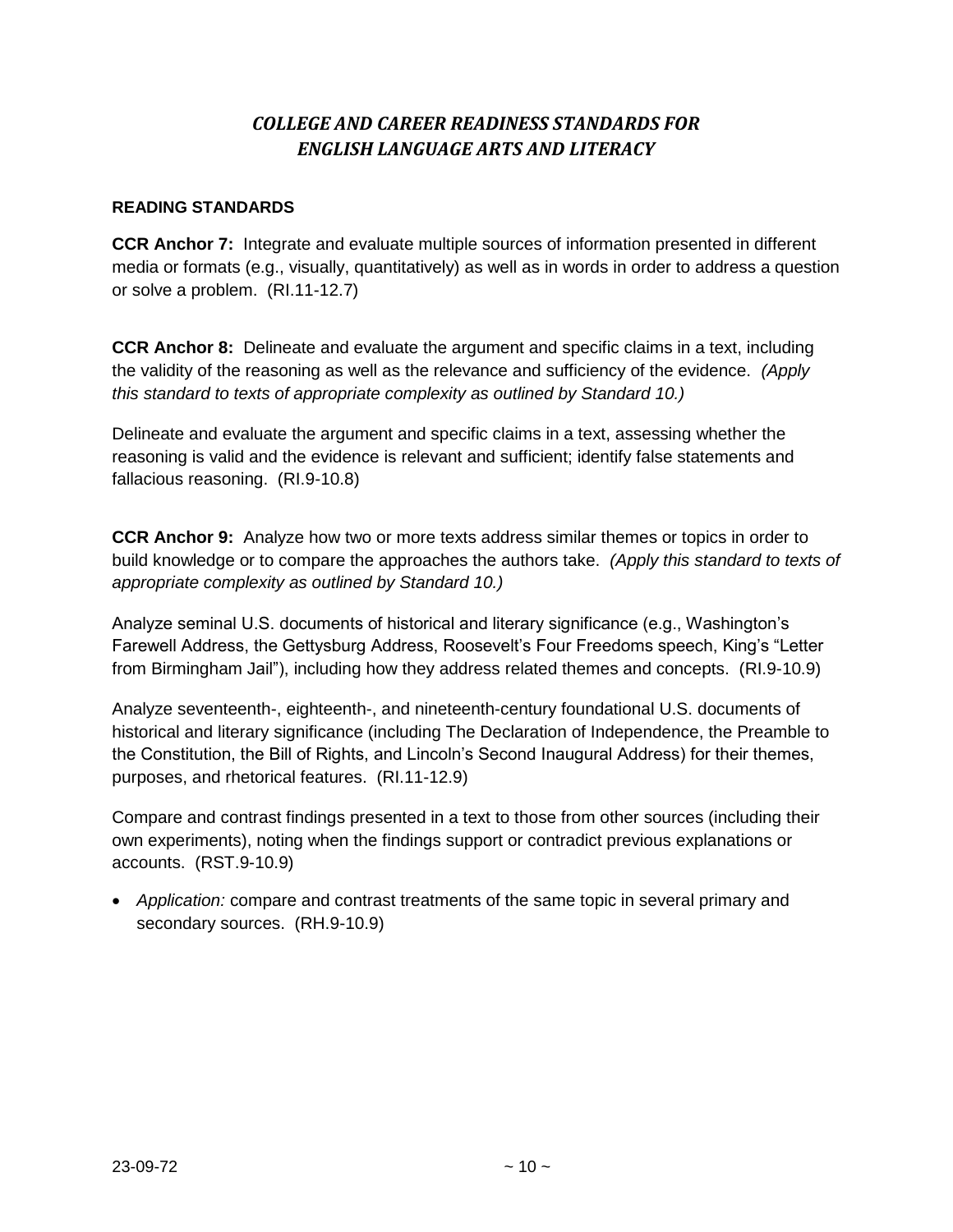## *COLLEGE AND CAREER READINESS STANDARDS FOR ENGLISH LANGUAGE ARTS AND LITERACY*

**READING STANDARDS**

**CCR Anchor 7:** Integrate and evaluate multiple sources of information presented in different media or formats (e.g., visually, quantitatively) as well as in words in order to address a question or solve a problem. (RI.11-12.7)

**CCR Anchor 8:** Delineate and evaluate the argument and specific claims in a text, including the validity of the reasoning as well as the relevance and sufficiency of the evidence. *(Apply this standard to texts of appropriate complexity as outlined by Standard 10.)*

Delineate and evaluate the argument and specific claims in a text, assessing whether the reasoning is valid and the evidence is relevant and sufficient; identify false statements and fallacious reasoning. (RI.9-10.8)

**CCR Anchor 9:** Analyze how two or more texts address similar themes or topics in order to build knowledge or to compare the approaches the authors take. *(Apply this standard to texts of appropriate complexity as outlined by Standard 10.)*

Analyze seminal U.S. documents of historical and literary significance (e.g., Washington's Farewell Address, the Gettysburg Address, Roosevelt's Four Freedoms speech, King's "Letter from Birmingham Jail"), including how they address related themes and concepts. (RI.9-10.9)

Analyze seventeenth-, eighteenth-, and nineteenth-century foundational U.S. documents of historical and literary significance (including The Declaration of Independence, the Preamble to the Constitution, the Bill of Rights, and Lincoln's Second Inaugural Address) for their themes, purposes, and rhetorical features. (RI.11-12.9)

Compare and contrast findings presented in a text to those from other sources (including their own experiments), noting when the findings support or contradict previous explanations or accounts. (RST.9-10.9)

- *Application:* compare and contrast treatments of the same topic in several primary and secondary sources. (RH.9-10.9)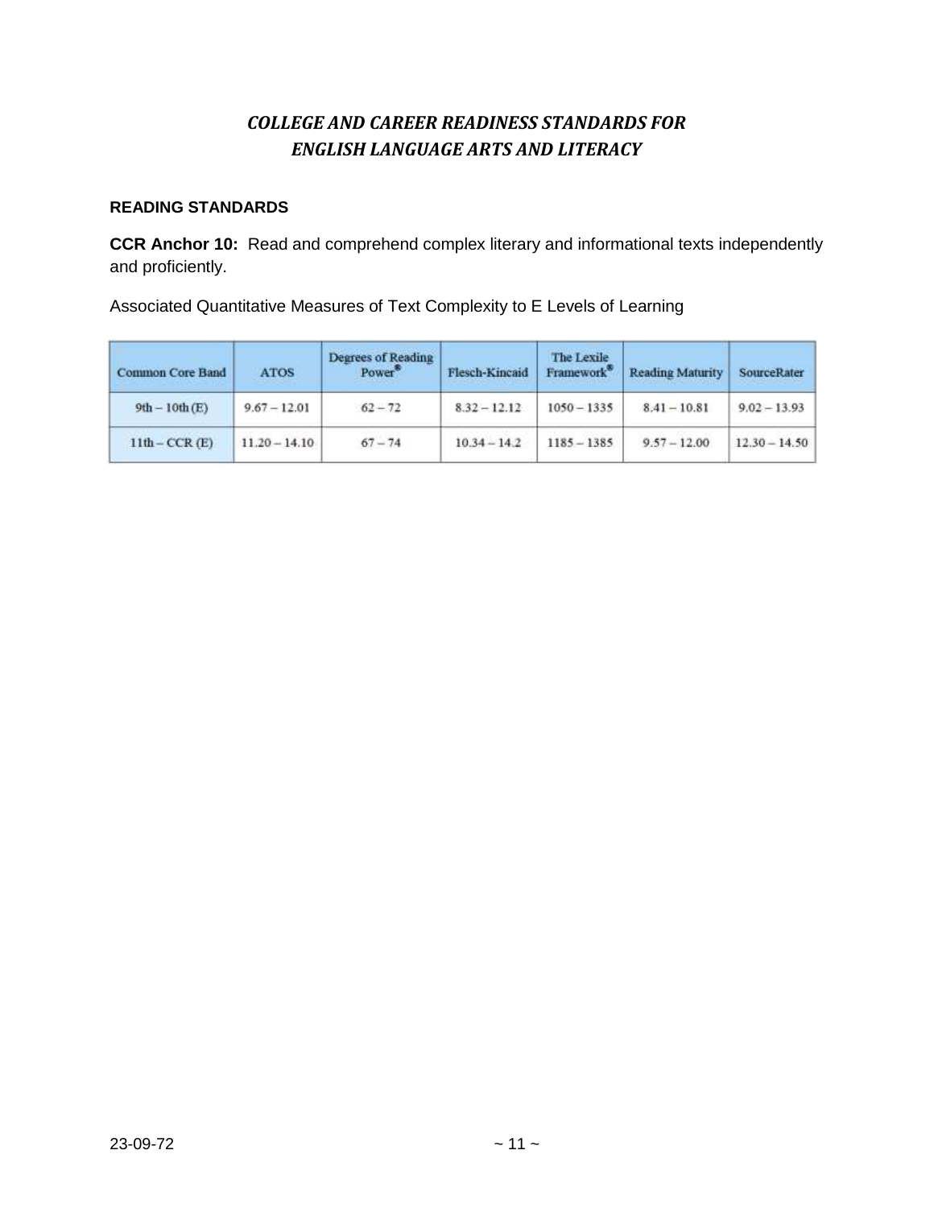# *COLLEGE AND CAREER READINESS STANDARDS FOR ENGLISH LANGUAGE ARTS AND LITERACY*

**READING STANDARDS**

**CCR Anchor 10:** Read and comprehend complex literary and informational texts independently and proficiently.

Associated Quantitative Measures of Text Complexity to E Levels of Learning

| Common Core Band | ATOS | Degrees of Reading Power® | Flesch-Kincaid | The Lexile Framework® | Reading Maturity | SourceRater |
|---|---|---|---|---|---|---|
| 9th – 10th (E) | 9.67 – 12.01 | 62 – 72 | 8.32 – 12.12 | 1050 – 1335 | 8.41 – 10.81 | 9.02 – 13.93 |
| 11th – CCR (E) | 11.20 – 14.10 | 67 – 74 | 10.34 – 14.2 | 1185 – 1385 | 9.57 – 12.00 | 12.30 – 14.50 |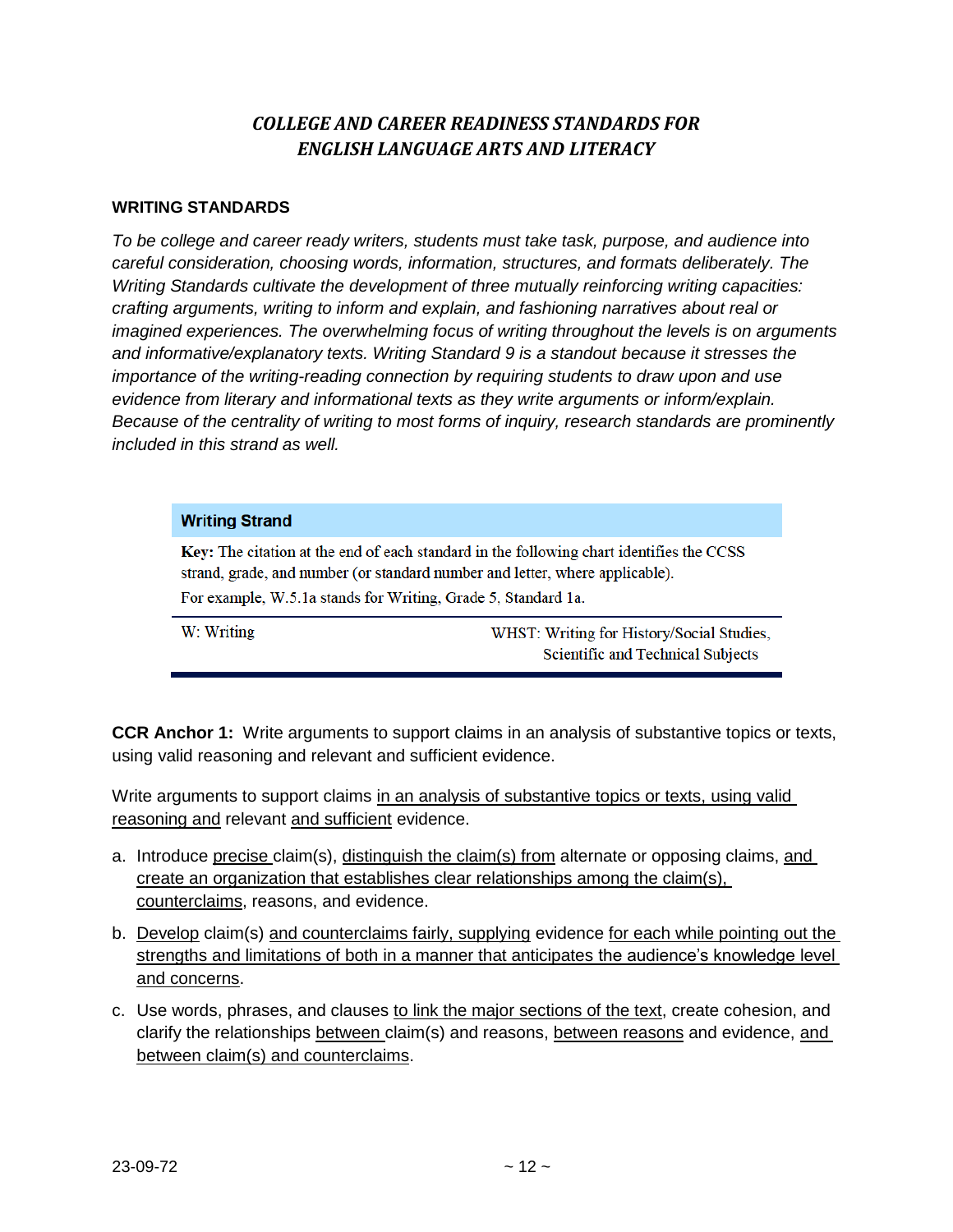## *COLLEGE AND CAREER READINESS STANDARDS FOR ENGLISH LANGUAGE ARTS AND LITERACY*

### WRITING STANDARDS

*To be college and career ready writers, students must take task, purpose, and audience into careful consideration, choosing words, information, structures, and formats deliberately. The Writing Standards cultivate the development of three mutually reinforcing writing capacities: crafting arguments, writing to inform and explain, and fashioning narratives about real or imagined experiences. The overwhelming focus of writing throughout the levels is on arguments and informative/explanatory texts. Writing Standard 9 is a standout because it stresses the importance of the writing-reading connection by requiring students to draw upon and use evidence from literary and informational texts as they write arguments or inform/explain. Because of the centrality of writing to most forms of inquiry, research standards are prominently included in this strand as well.*

| **Writing Strand** | |
|---|---|
| **Key:** The citation at the end of each standard in the following chart identifies the CCSS strand, grade, and number (or standard number and letter, where applicable). For example, W.5.1a stands for Writing, Grade 5, Standard 1a. | |
| W: Writing | WHST: Writing for History/Social Studies, Scientific and Technical Subjects |

**CCR Anchor 1:** Write arguments to support claims in an analysis of substantive topics or texts, using valid reasoning and relevant and sufficient evidence.

Write arguments to support claims <u>in an analysis of substantive topics or texts, using valid reasoning and</u> relevant <u>and sufficient</u> evidence.

a. Introduce <u>precise</u> claim(s), <u>distinguish the claim(s) from</u> alternate or opposing claims, <u>and create an organization that establishes clear relationships among the claim(s), counterclaims</u>, reasons, and evidence.

b. <u>Develop</u> claim(s) <u>and counterclaims fairly, supplying</u> evidence <u>for each while pointing out the strengths and limitations of both in a manner that anticipates the audience's knowledge level and concerns</u>.

c. Use words, phrases, and clauses <u>to link the major sections of the text</u>, create cohesion, and clarify the relationships <u>between</u> claim(s) and reasons, <u>between reasons</u> and evidence, <u>and between claim(s) and counterclaims</u>.

23-09-72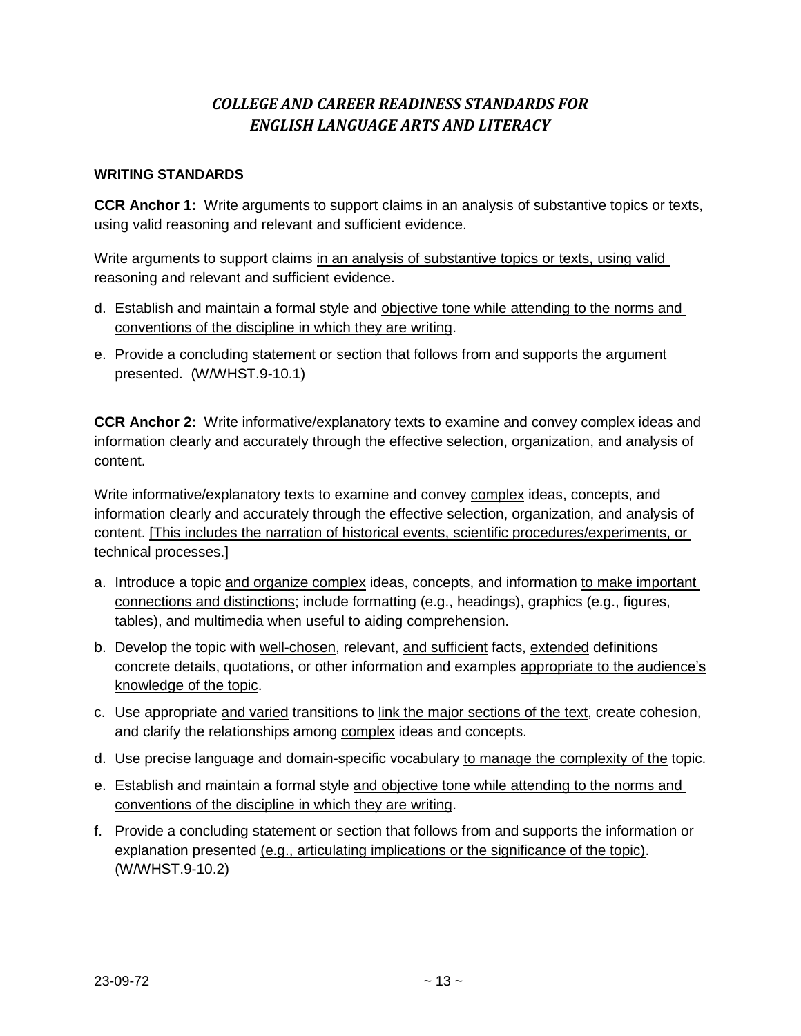# *COLLEGE AND CAREER READINESS STANDARDS FOR ENGLISH LANGUAGE ARTS AND LITERACY*

**WRITING STANDARDS**

**CCR Anchor 1:** Write arguments to support claims in an analysis of substantive topics or texts, using valid reasoning and relevant and sufficient evidence.

Write arguments to support claims <u>in an analysis of substantive topics or texts, using valid reasoning and</u> relevant <u>and sufficient</u> evidence.

d. Establish and maintain a formal style and <u>objective tone while attending to the norms and conventions of the discipline in which they are writing</u>.

e. Provide a concluding statement or section that follows from and supports the argument presented. (W/WHST.9-10.1)

**CCR Anchor 2:** Write informative/explanatory texts to examine and convey complex ideas and information clearly and accurately through the effective selection, organization, and analysis of content.

Write informative/explanatory texts to examine and convey <u>complex</u> ideas, concepts, and information <u>clearly and accurately</u> through the <u>effective</u> selection, organization, and analysis of content. <u>[This includes the narration of historical events, scientific procedures/experiments, or technical processes.]</u>

a. Introduce a topic <u>and organize complex</u> ideas, concepts, and information <u>to make important connections and distinctions</u>; include formatting (e.g., headings), graphics (e.g., figures, tables), and multimedia when useful to aiding comprehension.

b. Develop the topic with <u>well-chosen</u>, relevant, <u>and sufficient</u> facts, <u>extended</u> definitions concrete details, quotations, or other information and examples <u>appropriate to the audience's knowledge of the topic</u>.

c. Use appropriate <u>and varied</u> transitions to <u>link the major sections of the text</u>, create cohesion, and clarify the relationships among <u>complex</u> ideas and concepts.

d. Use precise language and domain-specific vocabulary <u>to manage the complexity of the</u> topic.

e. Establish and maintain a formal style <u>and objective tone while attending to the norms and conventions of the discipline in which they are writing</u>.

f. Provide a concluding statement or section that follows from and supports the information or explanation presented <u>(e.g., articulating implications or the significance of the topic)</u>. (W/WHST.9-10.2)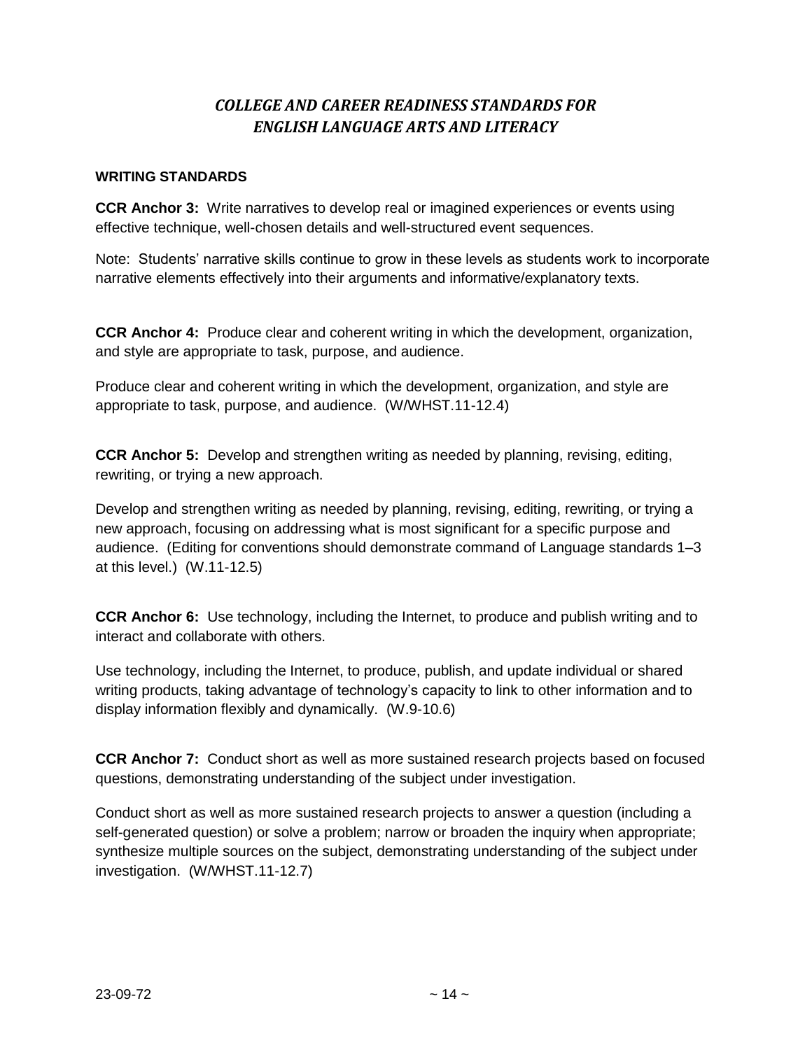## *COLLEGE AND CAREER READINESS STANDARDS FOR ENGLISH LANGUAGE ARTS AND LITERACY*

**WRITING STANDARDS**

**CCR Anchor 3:** Write narratives to develop real or imagined experiences or events using effective technique, well-chosen details and well-structured event sequences.

Note: Students' narrative skills continue to grow in these levels as students work to incorporate narrative elements effectively into their arguments and informative/explanatory texts.

**CCR Anchor 4:** Produce clear and coherent writing in which the development, organization, and style are appropriate to task, purpose, and audience.

Produce clear and coherent writing in which the development, organization, and style are appropriate to task, purpose, and audience. (W/WHST.11-12.4)

**CCR Anchor 5:** Develop and strengthen writing as needed by planning, revising, editing, rewriting, or trying a new approach.

Develop and strengthen writing as needed by planning, revising, editing, rewriting, or trying a new approach, focusing on addressing what is most significant for a specific purpose and audience. (Editing for conventions should demonstrate command of Language standards 1–3 at this level.) (W.11-12.5)

**CCR Anchor 6:** Use technology, including the Internet, to produce and publish writing and to interact and collaborate with others.

Use technology, including the Internet, to produce, publish, and update individual or shared writing products, taking advantage of technology's capacity to link to other information and to display information flexibly and dynamically. (W.9-10.6)

**CCR Anchor 7:** Conduct short as well as more sustained research projects based on focused questions, demonstrating understanding of the subject under investigation.

Conduct short as well as more sustained research projects to answer a question (including a self-generated question) or solve a problem; narrow or broaden the inquiry when appropriate; synthesize multiple sources on the subject, demonstrating understanding of the subject under investigation. (W/WHST.11-12.7)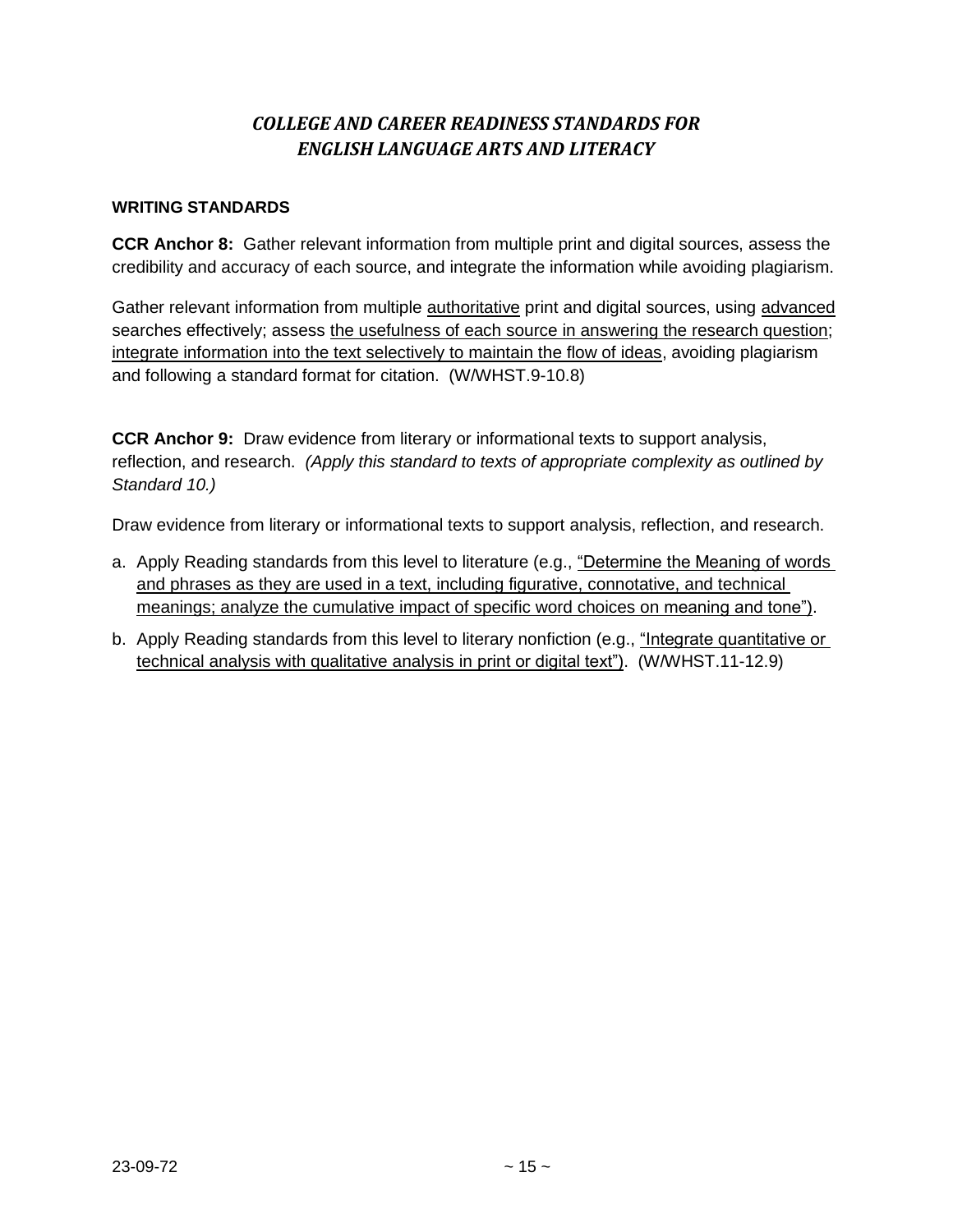# *COLLEGE AND CAREER READINESS STANDARDS FOR ENGLISH LANGUAGE ARTS AND LITERACY*

**WRITING STANDARDS**

**CCR Anchor 8:** Gather relevant information from multiple print and digital sources, assess the credibility and accuracy of each source, and integrate the information while avoiding plagiarism.

Gather relevant information from multiple <u>authoritative</u> print and digital sources, using <u>advanced</u> searches effectively; assess <u>the usefulness of each source in answering the research question</u>; <u>integrate information into the text selectively to maintain the flow of ideas</u>, avoiding plagiarism and following a standard format for citation. (W/WHST.9-10.8)

**CCR Anchor 9:** Draw evidence from literary or informational texts to support analysis, reflection, and research. *(Apply this standard to texts of appropriate complexity as outlined by Standard 10.)*

Draw evidence from literary or informational texts to support analysis, reflection, and research.

a. Apply Reading standards from this level to literature (e.g., <u>"Determine the Meaning of words and phrases as they are used in a text, including figurative, connotative, and technical meanings; analyze the cumulative impact of specific word choices on meaning and tone")</u>.
b. Apply Reading standards from this level to literary nonfiction (e.g., <u>"Integrate quantitative or technical analysis with qualitative analysis in print or digital text")</u>. (W/WHST.11-12.9)

23-09-72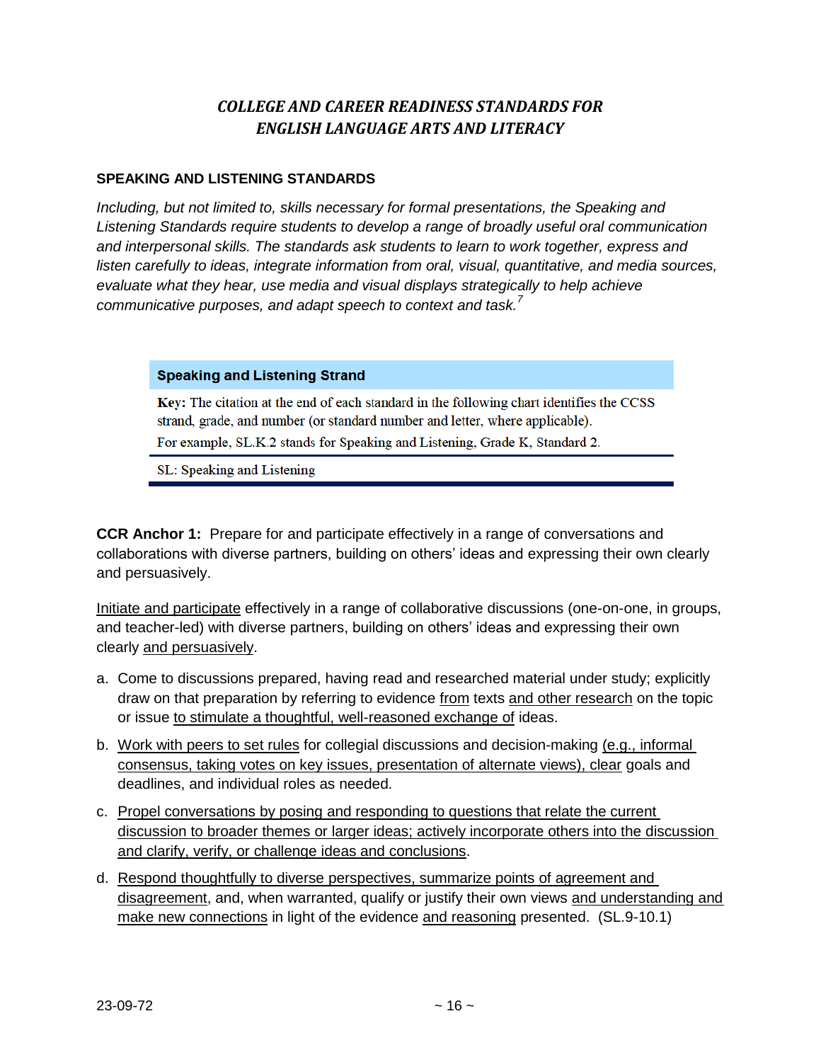## *COLLEGE AND CAREER READINESS STANDARDS FOR ENGLISH LANGUAGE ARTS AND LITERACY*

### SPEAKING AND LISTENING STANDARDS

*Including, but not limited to, skills necessary for formal presentations, the Speaking and Listening Standards require students to develop a range of broadly useful oral communication and interpersonal skills. The standards ask students to learn to work together, express and listen carefully to ideas, integrate information from oral, visual, quantitative, and media sources, evaluate what they hear, use media and visual displays strategically to help achieve communicative purposes, and adapt speech to context and task.*[7]

| **Speaking and Listening Strand** |
| --- |
| **Key:** The citation at the end of each standard in the following chart identifies the CCSS strand, grade, and number (or standard number and letter, where applicable). For example, SL.K.2 stands for Speaking and Listening, Grade K, Standard 2. |
| SL: Speaking and Listening |

**CCR Anchor 1:** Prepare for and participate effectively in a range of conversations and collaborations with diverse partners, building on others' ideas and expressing their own clearly and persuasively.

Initiate and participate effectively in a range of collaborative discussions (one-on-one, in groups, and teacher-led) with diverse partners, building on others' ideas and expressing their own clearly and persuasively.

a. Come to discussions prepared, having read and researched material under study; explicitly draw on that preparation by referring to evidence from texts and other research on the topic or issue to stimulate a thoughtful, well-reasoned exchange of ideas.

b. Work with peers to set rules for collegial discussions and decision-making (e.g., informal consensus, taking votes on key issues, presentation of alternate views), clear goals and deadlines, and individual roles as needed.

c. Propel conversations by posing and responding to questions that relate the current discussion to broader themes or larger ideas; actively incorporate others into the discussion and clarify, verify, or challenge ideas and conclusions.

d. Respond thoughtfully to diverse perspectives, summarize points of agreement and disagreement, and, when warranted, qualify or justify their own views and understanding and make new connections in light of the evidence and reasoning presented. (SL.9-10.1)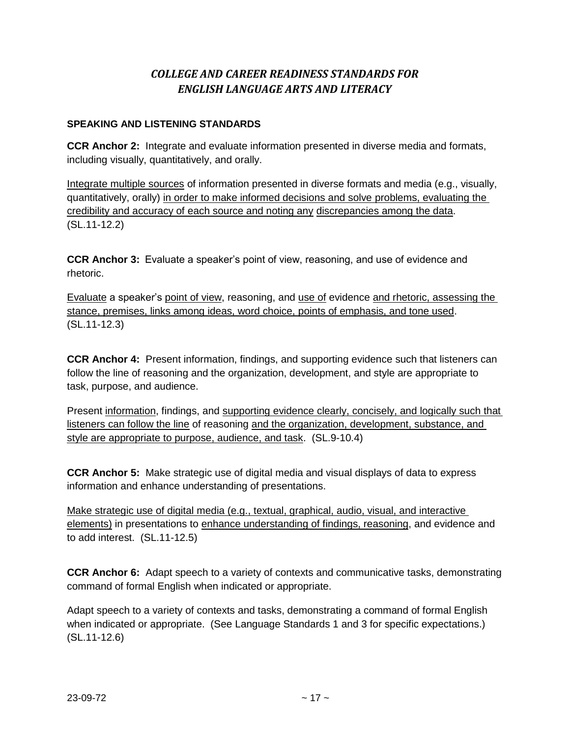# *COLLEGE AND CAREER READINESS STANDARDS FOR ENGLISH LANGUAGE ARTS AND LITERACY*

**SPEAKING AND LISTENING STANDARDS**

**CCR Anchor 2:** Integrate and evaluate information presented in diverse media and formats, including visually, quantitatively, and orally.

<u>Integrate multiple sources</u> of information presented in diverse formats and media (e.g., visually, quantitatively, orally) <u>in order to make informed decisions and solve problems, evaluating the credibility and accuracy of each source and noting any</u> <u>discrepancies among the data</u>. (SL.11-12.2)

**CCR Anchor 3:** Evaluate a speaker's point of view, reasoning, and use of evidence and rhetoric.

<u>Evaluate</u> a speaker's <u>point of view</u>, reasoning, and <u>use of</u> evidence <u>and rhetoric, assessing the stance, premises, links among ideas, word choice, points of emphasis, and tone used</u>. (SL.11-12.3)

**CCR Anchor 4:** Present information, findings, and supporting evidence such that listeners can follow the line of reasoning and the organization, development, and style are appropriate to task, purpose, and audience.

Present <u>information</u>, findings, and <u>supporting evidence clearly, concisely, and logically such that listeners can follow the line</u> of reasoning <u>and the organization, development, substance, and style are appropriate to purpose, audience, and task</u>. (SL.9-10.4)

**CCR Anchor 5:** Make strategic use of digital media and visual displays of data to express information and enhance understanding of presentations.

<u>Make strategic use of digital media (e.g., textual, graphical, audio, visual, and interactive elements)</u> in presentations to <u>enhance understanding of findings, reasoning</u>, and evidence and to add interest. (SL.11-12.5)

**CCR Anchor 6:** Adapt speech to a variety of contexts and communicative tasks, demonstrating command of formal English when indicated or appropriate.

Adapt speech to a variety of contexts and tasks, demonstrating a command of formal English when indicated or appropriate. (See Language Standards 1 and 3 for specific expectations.) (SL.11-12.6)

23-09-72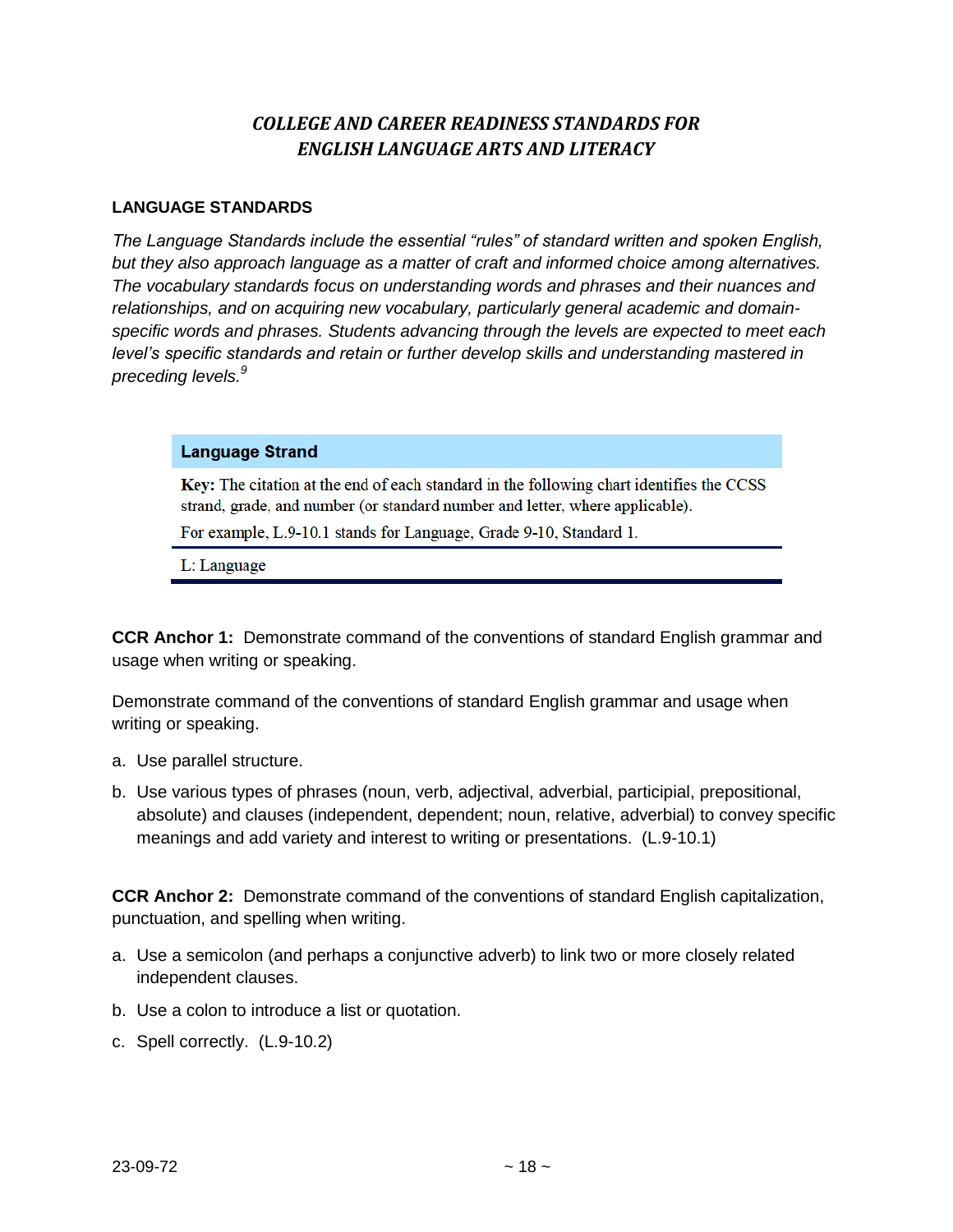## *COLLEGE AND CAREER READINESS STANDARDS FOR ENGLISH LANGUAGE ARTS AND LITERACY*

### LANGUAGE STANDARDS

*The Language Standards include the essential "rules" of standard written and spoken English, but they also approach language as a matter of craft and informed choice among alternatives. The vocabulary standards focus on understanding words and phrases and their nuances and relationships, and on acquiring new vocabulary, particularly general academic and domain-specific words and phrases. Students advancing through the levels are expected to meet each level's specific standards and retain or further develop skills and understanding mastered in preceding levels.*[9]

| Language Strand |
|---|
| **Key:** The citation at the end of each standard in the following chart identifies the CCSS strand, grade, and number (or standard number and letter, where applicable). For example, L.9-10.1 stands for Language, Grade 9-10, Standard 1. |
| L: Language |

**CCR Anchor 1:** Demonstrate command of the conventions of standard English grammar and usage when writing or speaking.

Demonstrate command of the conventions of standard English grammar and usage when writing or speaking.

a. Use parallel structure.

b. Use various types of phrases (noun, verb, adjectival, adverbial, participial, prepositional, absolute) and clauses (independent, dependent; noun, relative, adverbial) to convey specific meanings and add variety and interest to writing or presentations. (L.9-10.1)

**CCR Anchor 2:** Demonstrate command of the conventions of standard English capitalization, punctuation, and spelling when writing.

a. Use a semicolon (and perhaps a conjunctive adverb) to link two or more closely related independent clauses.

b. Use a colon to introduce a list or quotation.

c. Spell correctly. (L.9-10.2)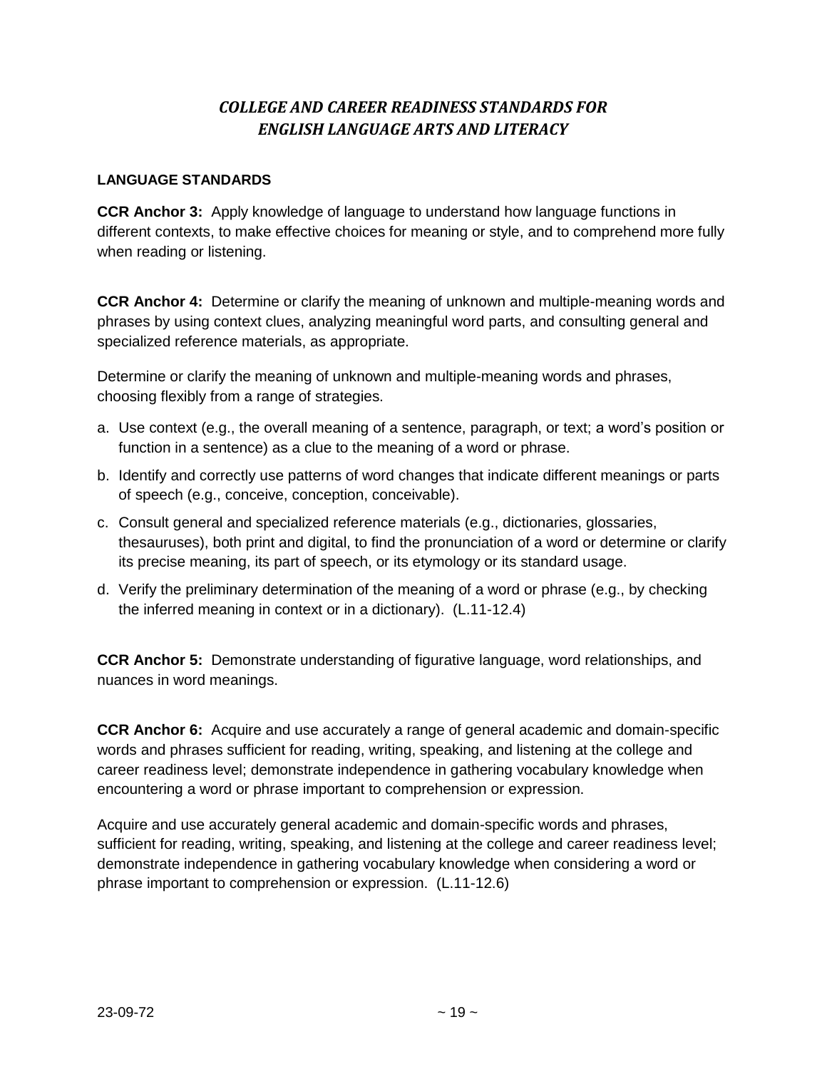# *COLLEGE AND CAREER READINESS STANDARDS FOR ENGLISH LANGUAGE ARTS AND LITERACY*

**LANGUAGE STANDARDS**

**CCR Anchor 3:** Apply knowledge of language to understand how language functions in different contexts, to make effective choices for meaning or style, and to comprehend more fully when reading or listening.

**CCR Anchor 4:** Determine or clarify the meaning of unknown and multiple-meaning words and phrases by using context clues, analyzing meaningful word parts, and consulting general and specialized reference materials, as appropriate.

Determine or clarify the meaning of unknown and multiple-meaning words and phrases, choosing flexibly from a range of strategies.

a. Use context (e.g., the overall meaning of a sentence, paragraph, or text; a word's position or function in a sentence) as a clue to the meaning of a word or phrase.

b. Identify and correctly use patterns of word changes that indicate different meanings or parts of speech (e.g., conceive, conception, conceivable).

c. Consult general and specialized reference materials (e.g., dictionaries, glossaries, thesauruses), both print and digital, to find the pronunciation of a word or determine or clarify its precise meaning, its part of speech, or its etymology or its standard usage.

d. Verify the preliminary determination of the meaning of a word or phrase (e.g., by checking the inferred meaning in context or in a dictionary). (L.11-12.4)

**CCR Anchor 5:** Demonstrate understanding of figurative language, word relationships, and nuances in word meanings.

**CCR Anchor 6:** Acquire and use accurately a range of general academic and domain-specific words and phrases sufficient for reading, writing, speaking, and listening at the college and career readiness level; demonstrate independence in gathering vocabulary knowledge when encountering a word or phrase important to comprehension or expression.

Acquire and use accurately general academic and domain-specific words and phrases, sufficient for reading, writing, speaking, and listening at the college and career readiness level; demonstrate independence in gathering vocabulary knowledge when considering a word or phrase important to comprehension or expression. (L.11-12.6)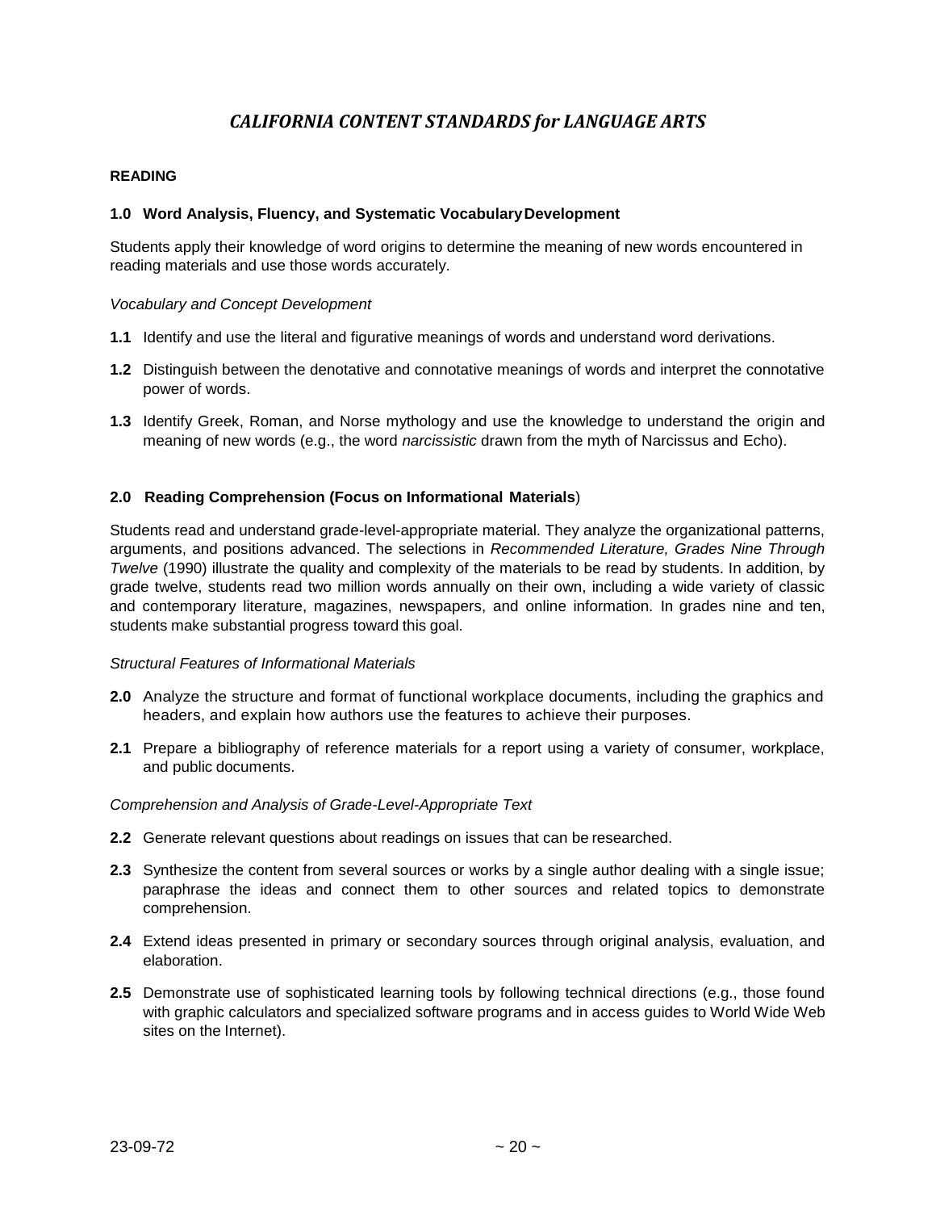# *CALIFORNIA CONTENT STANDARDS for LANGUAGE ARTS*

## READING

### 1.0 Word Analysis, Fluency, and Systematic Vocabulary Development

Students apply their knowledge of word origins to determine the meaning of new words encountered in reading materials and use those words accurately.

*Vocabulary and Concept Development*

**1.1** Identify and use the literal and figurative meanings of words and understand word derivations.

**1.2** Distinguish between the denotative and connotative meanings of words and interpret the connotative power of words.

**1.3** Identify Greek, Roman, and Norse mythology and use the knowledge to understand the origin and meaning of new words (e.g., the word *narcissistic* drawn from the myth of Narcissus and Echo).

### 2.0 Reading Comprehension (Focus on Informational Materials)

Students read and understand grade-level-appropriate material. They analyze the organizational patterns, arguments, and positions advanced. The selections in *Recommended Literature, Grades Nine Through Twelve* (1990) illustrate the quality and complexity of the materials to be read by students. In addition, by grade twelve, students read two million words annually on their own, including a wide variety of classic and contemporary literature, magazines, newspapers, and online information. In grades nine and ten, students make substantial progress toward this goal.

*Structural Features of Informational Materials*

**2.0** Analyze the structure and format of functional workplace documents, including the graphics and headers, and explain how authors use the features to achieve their purposes.

**2.1** Prepare a bibliography of reference materials for a report using a variety of consumer, workplace, and public documents.

*Comprehension and Analysis of Grade-Level-Appropriate Text*

**2.2** Generate relevant questions about readings on issues that can be researched.

**2.3** Synthesize the content from several sources or works by a single author dealing with a single issue; paraphrase the ideas and connect them to other sources and related topics to demonstrate comprehension.

**2.4** Extend ideas presented in primary or secondary sources through original analysis, evaluation, and elaboration.

**2.5** Demonstrate use of sophisticated learning tools by following technical directions (e.g., those found with graphic calculators and specialized software programs and in access guides to World Wide Web sites on the Internet).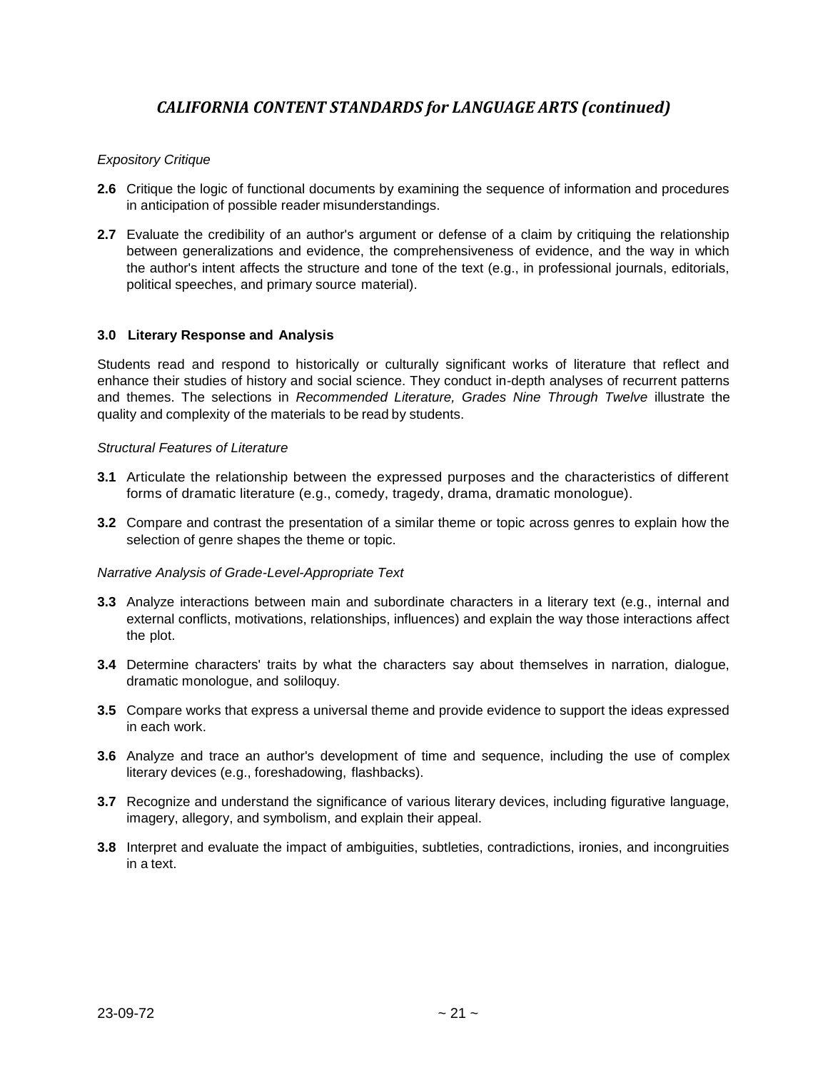## *CALIFORNIA CONTENT STANDARDS for LANGUAGE ARTS (continued)*

*Expository Critique*

**2.6** Critique the logic of functional documents by examining the sequence of information and procedures in anticipation of possible reader misunderstandings.

**2.7** Evaluate the credibility of an author's argument or defense of a claim by critiquing the relationship between generalizations and evidence, the comprehensiveness of evidence, and the way in which the author's intent affects the structure and tone of the text (e.g., in professional journals, editorials, political speeches, and primary source material).

**3.0 Literary Response and Analysis**

Students read and respond to historically or culturally significant works of literature that reflect and enhance their studies of history and social science. They conduct in-depth analyses of recurrent patterns and themes. The selections in *Recommended Literature, Grades Nine Through Twelve* illustrate the quality and complexity of the materials to be read by students.

*Structural Features of Literature*

**3.1** Articulate the relationship between the expressed purposes and the characteristics of different forms of dramatic literature (e.g., comedy, tragedy, drama, dramatic monologue).

**3.2** Compare and contrast the presentation of a similar theme or topic across genres to explain how the selection of genre shapes the theme or topic.

*Narrative Analysis of Grade-Level-Appropriate Text*

**3.3** Analyze interactions between main and subordinate characters in a literary text (e.g., internal and external conflicts, motivations, relationships, influences) and explain the way those interactions affect the plot.

**3.4** Determine characters' traits by what the characters say about themselves in narration, dialogue, dramatic monologue, and soliloquy.

**3.5** Compare works that express a universal theme and provide evidence to support the ideas expressed in each work.

**3.6** Analyze and trace an author's development of time and sequence, including the use of complex literary devices (e.g., foreshadowing, flashbacks).

**3.7** Recognize and understand the significance of various literary devices, including figurative language, imagery, allegory, and symbolism, and explain their appeal.

**3.8** Interpret and evaluate the impact of ambiguities, subtleties, contradictions, ironies, and incongruities in a text.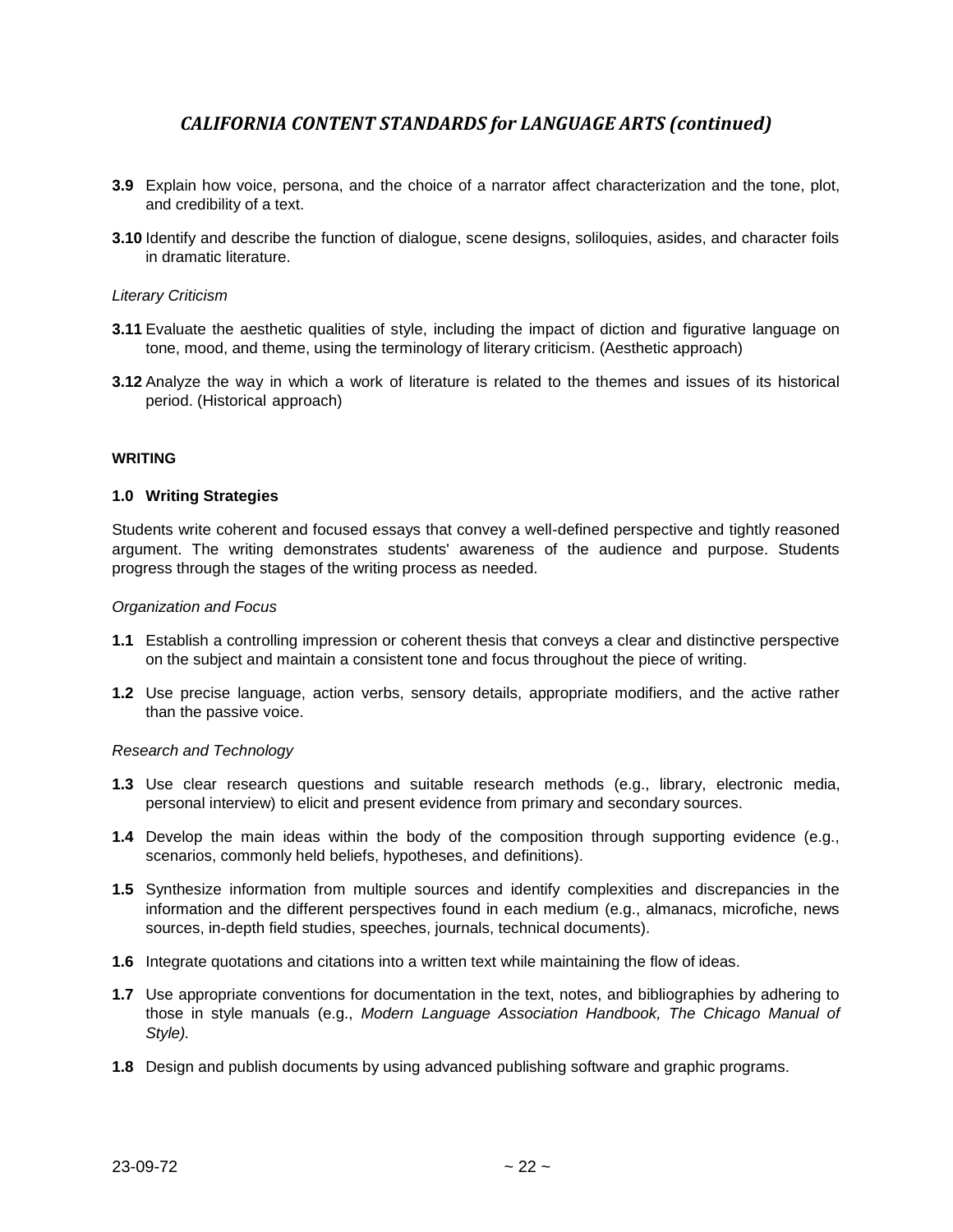## *CALIFORNIA CONTENT STANDARDS for LANGUAGE ARTS (continued)*

**3.9** Explain how voice, persona, and the choice of a narrator affect characterization and the tone, plot, and credibility of a text.

**3.10** Identify and describe the function of dialogue, scene designs, soliloquies, asides, and character foils in dramatic literature.

*Literary Criticism*

**3.11** Evaluate the aesthetic qualities of style, including the impact of diction and figurative language on tone, mood, and theme, using the terminology of literary criticism. (Aesthetic approach)

**3.12** Analyze the way in which a work of literature is related to the themes and issues of its historical period. (Historical approach)

**WRITING**

**1.0 Writing Strategies**

Students write coherent and focused essays that convey a well-defined perspective and tightly reasoned argument. The writing demonstrates students' awareness of the audience and purpose. Students progress through the stages of the writing process as needed.

*Organization and Focus*

**1.1** Establish a controlling impression or coherent thesis that conveys a clear and distinctive perspective on the subject and maintain a consistent tone and focus throughout the piece of writing.

**1.2** Use precise language, action verbs, sensory details, appropriate modifiers, and the active rather than the passive voice.

*Research and Technology*

**1.3** Use clear research questions and suitable research methods (e.g., library, electronic media, personal interview) to elicit and present evidence from primary and secondary sources.

**1.4** Develop the main ideas within the body of the composition through supporting evidence (e.g., scenarios, commonly held beliefs, hypotheses, and definitions).

**1.5** Synthesize information from multiple sources and identify complexities and discrepancies in the information and the different perspectives found in each medium (e.g., almanacs, microfiche, news sources, in-depth field studies, speeches, journals, technical documents).

**1.6** Integrate quotations and citations into a written text while maintaining the flow of ideas.

**1.7** Use appropriate conventions for documentation in the text, notes, and bibliographies by adhering to those in style manuals (e.g., *Modern Language Association Handbook, The Chicago Manual of Style).*

**1.8** Design and publish documents by using advanced publishing software and graphic programs.

23-09-72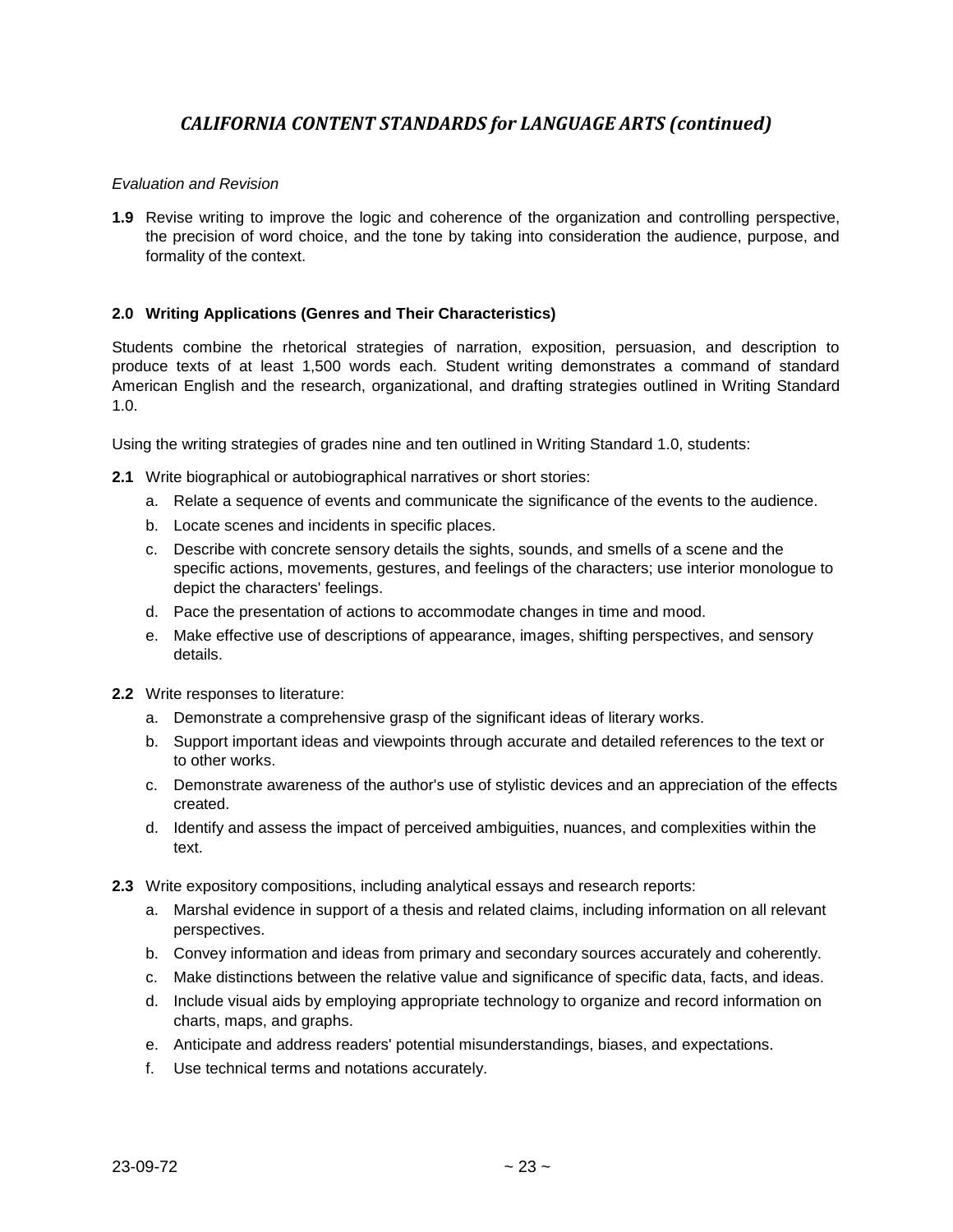## *CALIFORNIA CONTENT STANDARDS for LANGUAGE ARTS (continued)*

*Evaluation and Revision*

**1.9** Revise writing to improve the logic and coherence of the organization and controlling perspective, the precision of word choice, and the tone by taking into consideration the audience, purpose, and formality of the context.

### 2.0 Writing Applications (Genres and Their Characteristics)

Students combine the rhetorical strategies of narration, exposition, persuasion, and description to produce texts of at least 1,500 words each. Student writing demonstrates a command of standard American English and the research, organizational, and drafting strategies outlined in Writing Standard 1.0.

Using the writing strategies of grades nine and ten outlined in Writing Standard 1.0, students:

**2.1** Write biographical or autobiographical narratives or short stories:

a. Relate a sequence of events and communicate the significance of the events to the audience.
b. Locate scenes and incidents in specific places.
c. Describe with concrete sensory details the sights, sounds, and smells of a scene and the specific actions, movements, gestures, and feelings of the characters; use interior monologue to depict the characters' feelings.
d. Pace the presentation of actions to accommodate changes in time and mood.
e. Make effective use of descriptions of appearance, images, shifting perspectives, and sensory details.

**2.2** Write responses to literature:

a. Demonstrate a comprehensive grasp of the significant ideas of literary works.
b. Support important ideas and viewpoints through accurate and detailed references to the text or to other works.
c. Demonstrate awareness of the author's use of stylistic devices and an appreciation of the effects created.
d. Identify and assess the impact of perceived ambiguities, nuances, and complexities within the text.

**2.3** Write expository compositions, including analytical essays and research reports:

a. Marshal evidence in support of a thesis and related claims, including information on all relevant perspectives.
b. Convey information and ideas from primary and secondary sources accurately and coherently.
c. Make distinctions between the relative value and significance of specific data, facts, and ideas.
d. Include visual aids by employing appropriate technology to organize and record information on charts, maps, and graphs.
e. Anticipate and address readers' potential misunderstandings, biases, and expectations.
f. Use technical terms and notations accurately.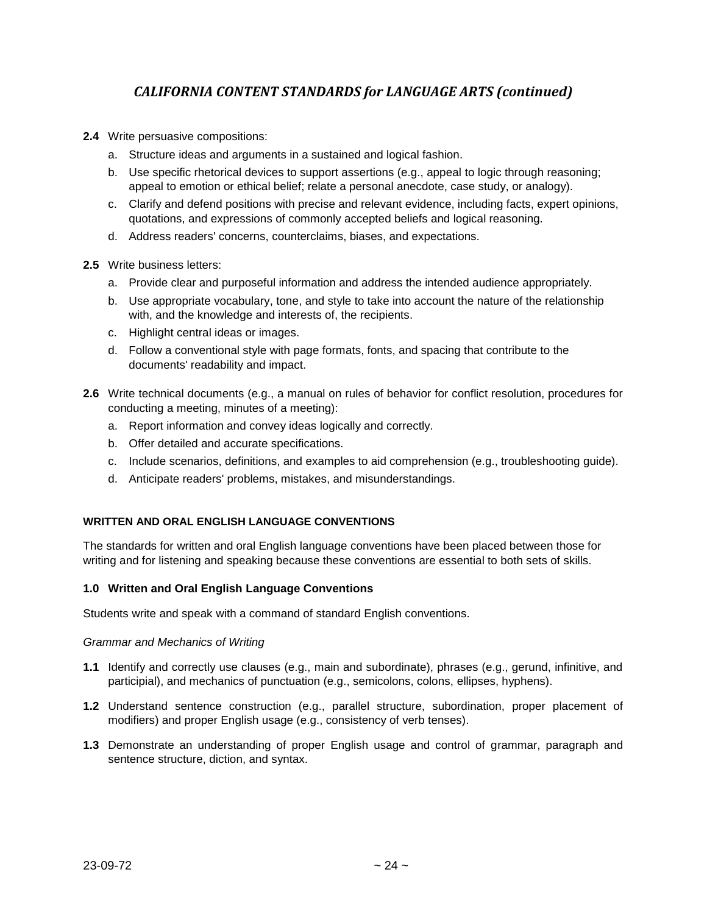## *CALIFORNIA CONTENT STANDARDS for LANGUAGE ARTS (continued)*

**2.4** Write persuasive compositions:

a. Structure ideas and arguments in a sustained and logical fashion.

b. Use specific rhetorical devices to support assertions (e.g., appeal to logic through reasoning; appeal to emotion or ethical belief; relate a personal anecdote, case study, or analogy).

c. Clarify and defend positions with precise and relevant evidence, including facts, expert opinions, quotations, and expressions of commonly accepted beliefs and logical reasoning.

d. Address readers' concerns, counterclaims, biases, and expectations.

**2.5** Write business letters:

a. Provide clear and purposeful information and address the intended audience appropriately.

b. Use appropriate vocabulary, tone, and style to take into account the nature of the relationship with, and the knowledge and interests of, the recipients.

c. Highlight central ideas or images.

d. Follow a conventional style with page formats, fonts, and spacing that contribute to the documents' readability and impact.

**2.6** Write technical documents (e.g., a manual on rules of behavior for conflict resolution, procedures for conducting a meeting, minutes of a meeting):

a. Report information and convey ideas logically and correctly.

b. Offer detailed and accurate specifications.

c. Include scenarios, definitions, and examples to aid comprehension (e.g., troubleshooting guide).

d. Anticipate readers' problems, mistakes, and misunderstandings.

### WRITTEN AND ORAL ENGLISH LANGUAGE CONVENTIONS

The standards for written and oral English language conventions have been placed between those for writing and for listening and speaking because these conventions are essential to both sets of skills.

#### 1.0 Written and Oral English Language Conventions

Students write and speak with a command of standard English conventions.

*Grammar and Mechanics of Writing*

**1.1** Identify and correctly use clauses (e.g., main and subordinate), phrases (e.g., gerund, infinitive, and participial), and mechanics of punctuation (e.g., semicolons, colons, ellipses, hyphens).

**1.2** Understand sentence construction (e.g., parallel structure, subordination, proper placement of modifiers) and proper English usage (e.g., consistency of verb tenses).

**1.3** Demonstrate an understanding of proper English usage and control of grammar, paragraph and sentence structure, diction, and syntax.

23-09-72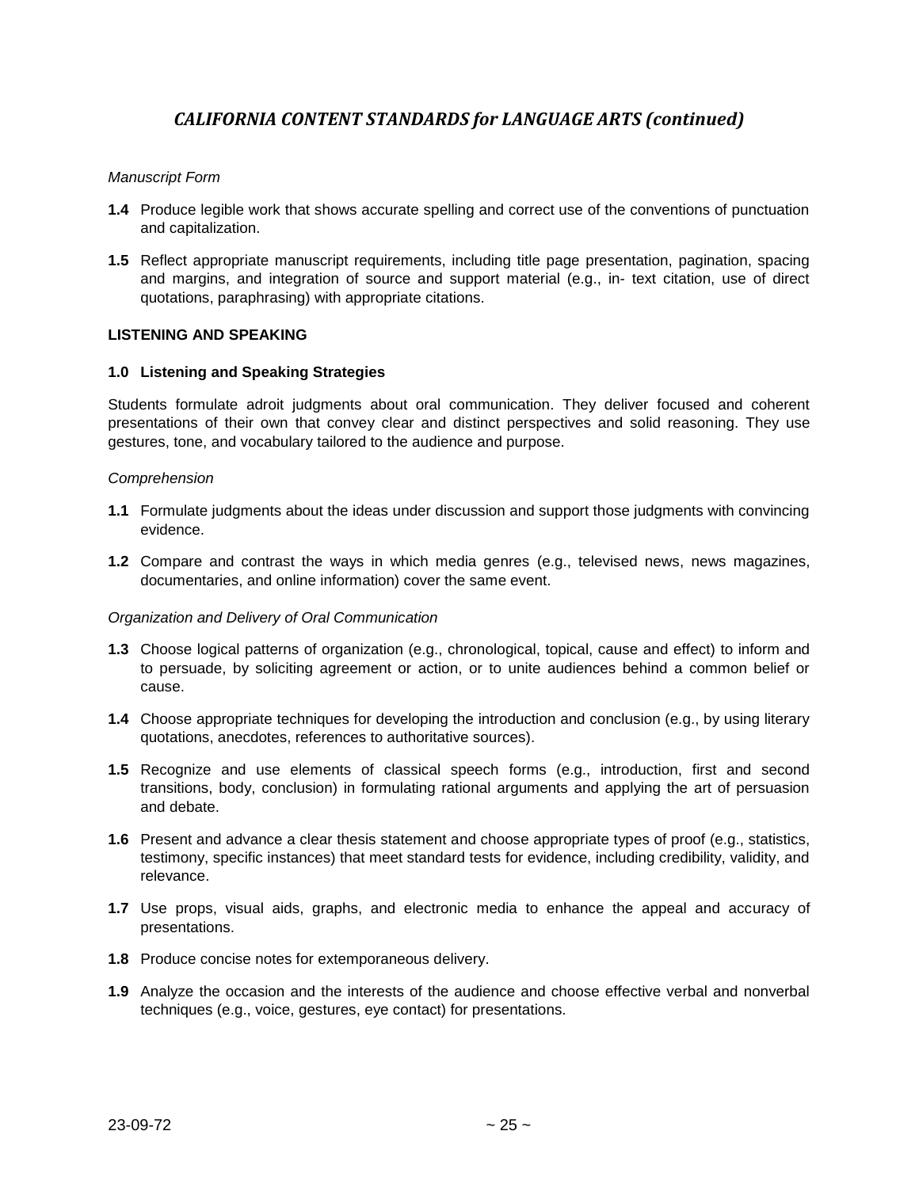## *CALIFORNIA CONTENT STANDARDS for LANGUAGE ARTS (continued)*

*Manuscript Form*

**1.4** Produce legible work that shows accurate spelling and correct use of the conventions of punctuation and capitalization.

**1.5** Reflect appropriate manuscript requirements, including title page presentation, pagination, spacing and margins, and integration of source and support material (e.g., in- text citation, use of direct quotations, paraphrasing) with appropriate citations.

### LISTENING AND SPEAKING

**1.0 Listening and Speaking Strategies**

Students formulate adroit judgments about oral communication. They deliver focused and coherent presentations of their own that convey clear and distinct perspectives and solid reasoning. They use gestures, tone, and vocabulary tailored to the audience and purpose.

*Comprehension*

**1.1** Formulate judgments about the ideas under discussion and support those judgments with convincing evidence.

**1.2** Compare and contrast the ways in which media genres (e.g., televised news, news magazines, documentaries, and online information) cover the same event.

*Organization and Delivery of Oral Communication*

**1.3** Choose logical patterns of organization (e.g., chronological, topical, cause and effect) to inform and to persuade, by soliciting agreement or action, or to unite audiences behind a common belief or cause.

**1.4** Choose appropriate techniques for developing the introduction and conclusion (e.g., by using literary quotations, anecdotes, references to authoritative sources).

**1.5** Recognize and use elements of classical speech forms (e.g., introduction, first and second transitions, body, conclusion) in formulating rational arguments and applying the art of persuasion and debate.

**1.6** Present and advance a clear thesis statement and choose appropriate types of proof (e.g., statistics, testimony, specific instances) that meet standard tests for evidence, including credibility, validity, and relevance.

**1.7** Use props, visual aids, graphs, and electronic media to enhance the appeal and accuracy of presentations.

**1.8** Produce concise notes for extemporaneous delivery.

**1.9** Analyze the occasion and the interests of the audience and choose effective verbal and nonverbal techniques (e.g., voice, gestures, eye contact) for presentations.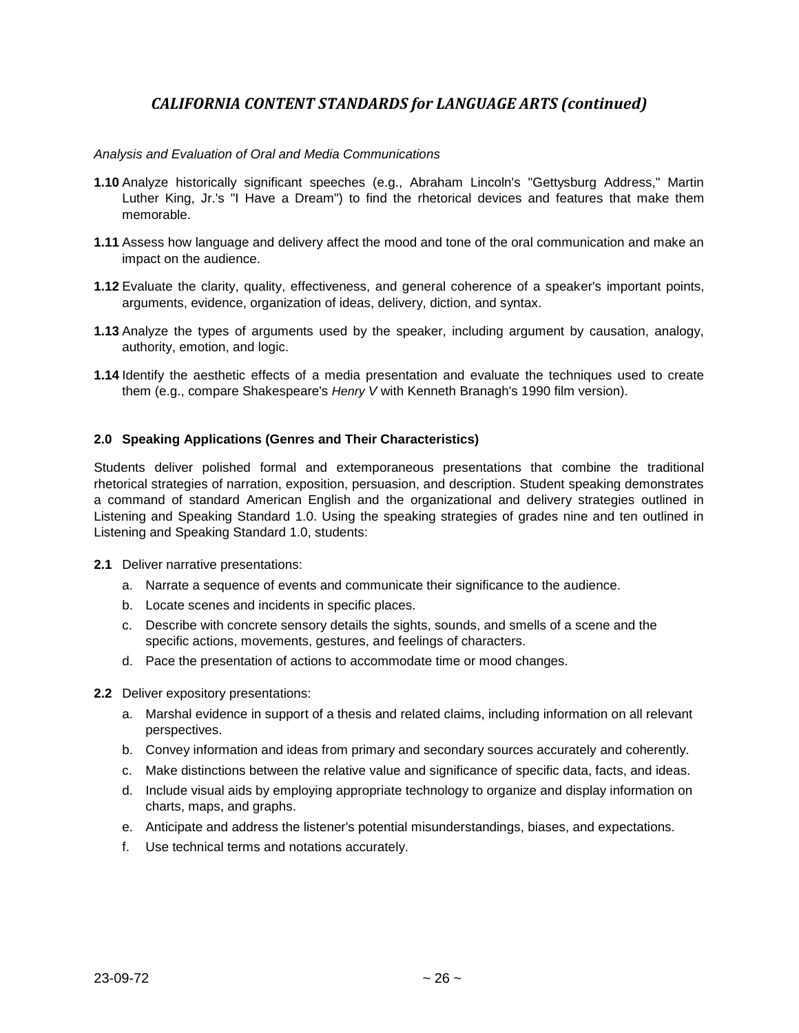## *CALIFORNIA CONTENT STANDARDS for LANGUAGE ARTS (continued)*

*Analysis and Evaluation of Oral and Media Communications*

**1.10** Analyze historically significant speeches (e.g., Abraham Lincoln's "Gettysburg Address," Martin Luther King, Jr.'s "I Have a Dream") to find the rhetorical devices and features that make them memorable.

**1.11** Assess how language and delivery affect the mood and tone of the oral communication and make an impact on the audience.

**1.12** Evaluate the clarity, quality, effectiveness, and general coherence of a speaker's important points, arguments, evidence, organization of ideas, delivery, diction, and syntax.

**1.13** Analyze the types of arguments used by the speaker, including argument by causation, analogy, authority, emotion, and logic.

**1.14** Identify the aesthetic effects of a media presentation and evaluate the techniques used to create them (e.g., compare Shakespeare's *Henry V* with Kenneth Branagh's 1990 film version).

### 2.0 Speaking Applications (Genres and Their Characteristics)

Students deliver polished formal and extemporaneous presentations that combine the traditional rhetorical strategies of narration, exposition, persuasion, and description. Student speaking demonstrates a command of standard American English and the organizational and delivery strategies outlined in Listening and Speaking Standard 1.0. Using the speaking strategies of grades nine and ten outlined in Listening and Speaking Standard 1.0, students:

**2.1** Deliver narrative presentations:

a. Narrate a sequence of events and communicate their significance to the audience.
b. Locate scenes and incidents in specific places.
c. Describe with concrete sensory details the sights, sounds, and smells of a scene and the specific actions, movements, gestures, and feelings of characters.
d. Pace the presentation of actions to accommodate time or mood changes.

**2.2** Deliver expository presentations:

a. Marshal evidence in support of a thesis and related claims, including information on all relevant perspectives.
b. Convey information and ideas from primary and secondary sources accurately and coherently.
c. Make distinctions between the relative value and significance of specific data, facts, and ideas.
d. Include visual aids by employing appropriate technology to organize and display information on charts, maps, and graphs.
e. Anticipate and address the listener's potential misunderstandings, biases, and expectations.
f. Use technical terms and notations accurately.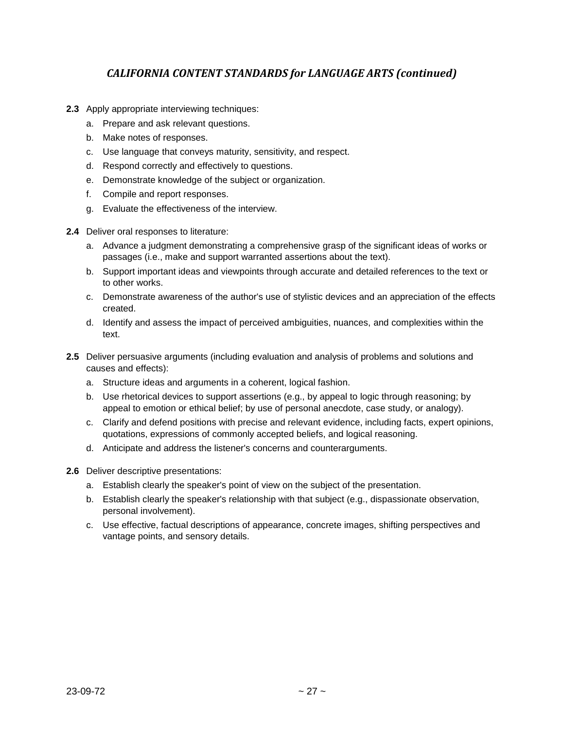## *CALIFORNIA CONTENT STANDARDS for LANGUAGE ARTS (continued)*

**2.3** Apply appropriate interviewing techniques:

a. Prepare and ask relevant questions.
b. Make notes of responses.
c. Use language that conveys maturity, sensitivity, and respect.
d. Respond correctly and effectively to questions.
e. Demonstrate knowledge of the subject or organization.
f. Compile and report responses.
g. Evaluate the effectiveness of the interview.

**2.4** Deliver oral responses to literature:

a. Advance a judgment demonstrating a comprehensive grasp of the significant ideas of works or passages (i.e., make and support warranted assertions about the text).
b. Support important ideas and viewpoints through accurate and detailed references to the text or to other works.
c. Demonstrate awareness of the author's use of stylistic devices and an appreciation of the effects created.
d. Identify and assess the impact of perceived ambiguities, nuances, and complexities within the text.

**2.5** Deliver persuasive arguments (including evaluation and analysis of problems and solutions and causes and effects):

a. Structure ideas and arguments in a coherent, logical fashion.
b. Use rhetorical devices to support assertions (e.g., by appeal to logic through reasoning; by appeal to emotion or ethical belief; by use of personal anecdote, case study, or analogy).
c. Clarify and defend positions with precise and relevant evidence, including facts, expert opinions, quotations, expressions of commonly accepted beliefs, and logical reasoning.
d. Anticipate and address the listener's concerns and counterarguments.

**2.6** Deliver descriptive presentations:

a. Establish clearly the speaker's point of view on the subject of the presentation.
b. Establish clearly the speaker's relationship with that subject (e.g., dispassionate observation, personal involvement).
c. Use effective, factual descriptions of appearance, concrete images, shifting perspectives and vantage points, and sensory details.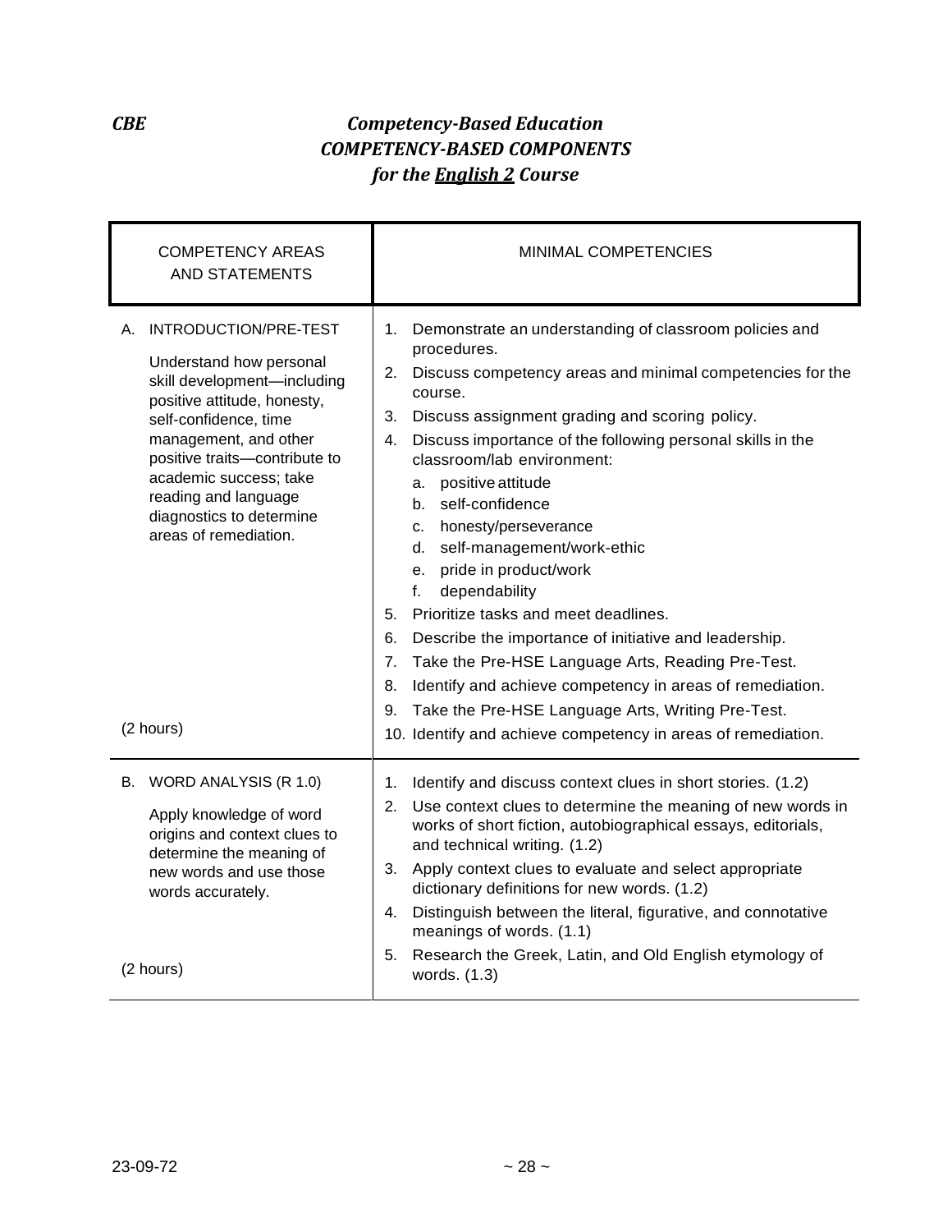*CBE* ***Competency-Based Education***

***COMPETENCY-BASED COMPONENTS***

***for the English 2 Course***

| COMPETENCY AREAS AND STATEMENTS | MINIMAL COMPETENCIES |
|---|---|
| A. INTRODUCTION/PRE-TEST<br><br>Understand how personal skill development—including positive attitude, honesty, self-confidence, time management, and other positive traits—contribute to academic success; take reading and language diagnostics to determine areas of remediation.<br><br>(2 hours) | 1. Demonstrate an understanding of classroom policies and procedures.<br>2. Discuss competency areas and minimal competencies for the course.<br>3. Discuss assignment grading and scoring policy.<br>4. Discuss importance of the following personal skills in the classroom/lab environment:<br>a. positive attitude<br>b. self-confidence<br>c. honesty/perseverance<br>d. self-management/work-ethic<br>e. pride in product/work<br>f. dependability<br>5. Prioritize tasks and meet deadlines.<br>6. Describe the importance of initiative and leadership.<br>7. Take the Pre-HSE Language Arts, Reading Pre-Test.<br>8. Identify and achieve competency in areas of remediation.<br>9. Take the Pre-HSE Language Arts, Writing Pre-Test.<br>10. Identify and achieve competency in areas of remediation. |
| B. WORD ANALYSIS (R 1.0)<br><br>Apply knowledge of word origins and context clues to determine the meaning of new words and use those words accurately.<br><br>(2 hours) | 1. Identify and discuss context clues in short stories. (1.2)<br>2. Use context clues to determine the meaning of new words in works of short fiction, autobiographical essays, editorials, and technical writing. (1.2)<br>3. Apply context clues to evaluate and select appropriate dictionary definitions for new words. (1.2)<br>4. Distinguish between the literal, figurative, and connotative meanings of words. (1.1)<br>5. Research the Greek, Latin, and Old English etymology of words. (1.3) |

23-09-72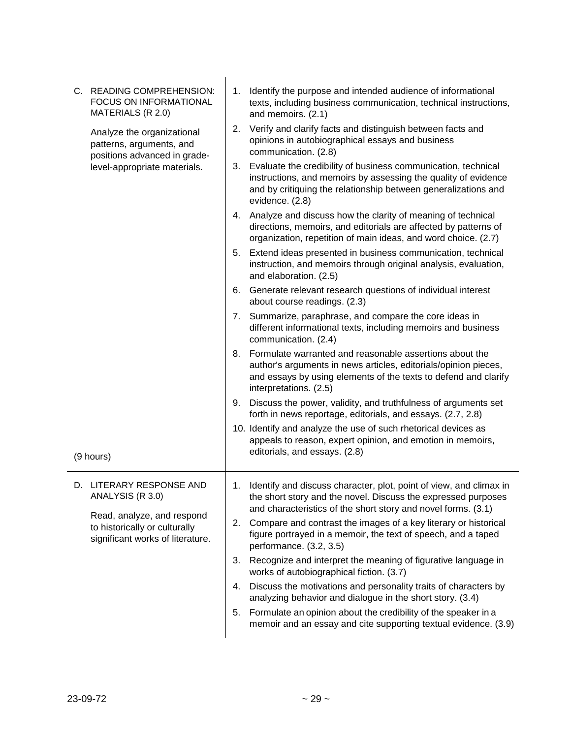| | |
|---|---|
| C. READING COMPREHENSION: FOCUS ON INFORMATIONAL MATERIALS (R 2.0)<br><br>Analyze the organizational patterns, arguments, and positions advanced in grade-level-appropriate materials.<br><br>(9 hours) | 1. Identify the purpose and intended audience of informational texts, including business communication, technical instructions, and memoirs. (2.1)<br>2. Verify and clarify facts and distinguish between facts and opinions in autobiographical essays and business communication. (2.8)<br>3. Evaluate the credibility of business communication, technical instructions, and memoirs by assessing the quality of evidence and by critiquing the relationship between generalizations and evidence. (2.8)<br>4. Analyze and discuss how the clarity of meaning of technical directions, memoirs, and editorials are affected by patterns of organization, repetition of main ideas, and word choice. (2.7)<br>5. Extend ideas presented in business communication, technical instruction, and memoirs through original analysis, evaluation, and elaboration. (2.5)<br>6. Generate relevant research questions of individual interest about course readings. (2.3)<br>7. Summarize, paraphrase, and compare the core ideas in different informational texts, including memoirs and business communication. (2.4)<br>8. Formulate warranted and reasonable assertions about the author's arguments in news articles, editorials/opinion pieces, and essays by using elements of the texts to defend and clarify interpretations. (2.5)<br>9. Discuss the power, validity, and truthfulness of arguments set forth in news reportage, editorials, and essays. (2.7, 2.8)<br>10. Identify and analyze the use of such rhetorical devices as appeals to reason, expert opinion, and emotion in memoirs, editorials, and essays. (2.8) |
| D. LITERARY RESPONSE AND ANALYSIS (R 3.0)<br><br>Read, analyze, and respond to historically or culturally significant works of literature. | 1. Identify and discuss character, plot, point of view, and climax in the short story and the novel. Discuss the expressed purposes and characteristics of the short story and novel forms. (3.1)<br>2. Compare and contrast the images of a key literary or historical figure portrayed in a memoir, the text of speech, and a taped performance. (3.2, 3.5)<br>3. Recognize and interpret the meaning of figurative language in works of autobiographical fiction. (3.7)<br>4. Discuss the motivations and personality traits of characters by analyzing behavior and dialogue in the short story. (3.4)<br>5. Formulate an opinion about the credibility of the speaker in a memoir and an essay and cite supporting textual evidence. (3.9) |

23-09-72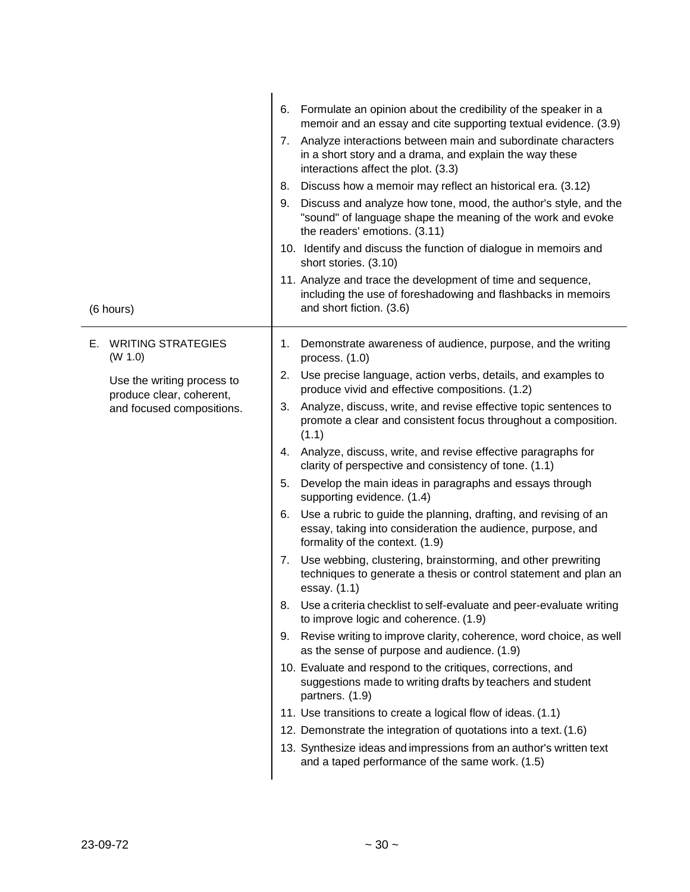| | |
|---|---|
| (6 hours) | 6. Formulate an opinion about the credibility of the speaker in a memoir and an essay and cite supporting textual evidence. (3.9)<br>7. Analyze interactions between main and subordinate characters in a short story and a drama, and explain the way these interactions affect the plot. (3.3)<br>8. Discuss how a memoir may reflect an historical era. (3.12)<br>9. Discuss and analyze how tone, mood, the author's style, and the "sound" of language shape the meaning of the work and evoke the readers' emotions. (3.11)<br>10. Identify and discuss the function of dialogue in memoirs and short stories. (3.10)<br>11. Analyze and trace the development of time and sequence, including the use of foreshadowing and flashbacks in memoirs and short fiction. (3.6) |
| E. WRITING STRATEGIES (W 1.0)<br><br>Use the writing process to produce clear, coherent, and focused compositions. | 1. Demonstrate awareness of audience, purpose, and the writing process. (1.0)<br>2. Use precise language, action verbs, details, and examples to produce vivid and effective compositions. (1.2)<br>3. Analyze, discuss, write, and revise effective topic sentences to promote a clear and consistent focus throughout a composition. (1.1)<br>4. Analyze, discuss, write, and revise effective paragraphs for clarity of perspective and consistency of tone. (1.1)<br>5. Develop the main ideas in paragraphs and essays through supporting evidence. (1.4)<br>6. Use a rubric to guide the planning, drafting, and revising of an essay, taking into consideration the audience, purpose, and formality of the context. (1.9)<br>7. Use webbing, clustering, brainstorming, and other prewriting techniques to generate a thesis or control statement and plan an essay. (1.1)<br>8. Use a criteria checklist to self-evaluate and peer-evaluate writing to improve logic and coherence. (1.9)<br>9. Revise writing to improve clarity, coherence, word choice, as well as the sense of purpose and audience. (1.9)<br>10. Evaluate and respond to the critiques, corrections, and suggestions made to writing drafts by teachers and student partners. (1.9)<br>11. Use transitions to create a logical flow of ideas. (1.1)<br>12. Demonstrate the integration of quotations into a text. (1.6)<br>13. Synthesize ideas and impressions from an author's written text and a taped performance of the same work. (1.5) |

23-09-72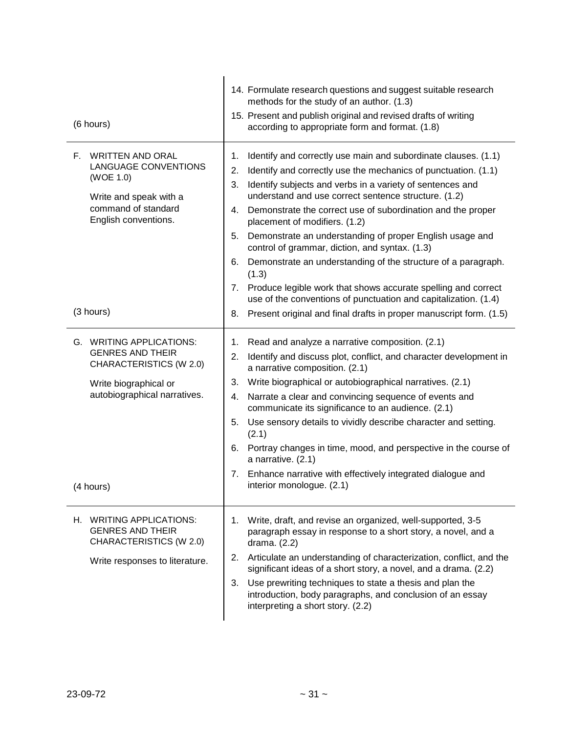| | |
|---|---|
| (6 hours) | 14. Formulate research questions and suggest suitable research methods for the study of an author. (1.3)<br>15. Present and publish original and revised drafts of writing according to appropriate form and format. (1.8) |
| F. WRITTEN AND ORAL LANGUAGE CONVENTIONS (WOE 1.0)<br><br>Write and speak with a command of standard English conventions.<br><br>(3 hours) | 1. Identify and correctly use main and subordinate clauses. (1.1)<br>2. Identify and correctly use the mechanics of punctuation. (1.1)<br>3. Identify subjects and verbs in a variety of sentences and understand and use correct sentence structure. (1.2)<br>4. Demonstrate the correct use of subordination and the proper placement of modifiers. (1.2)<br>5. Demonstrate an understanding of proper English usage and control of grammar, diction, and syntax. (1.3)<br>6. Demonstrate an understanding of the structure of a paragraph. (1.3)<br>7. Produce legible work that shows accurate spelling and correct use of the conventions of punctuation and capitalization. (1.4)<br>8. Present original and final drafts in proper manuscript form. (1.5) |
| G. WRITING APPLICATIONS: GENRES AND THEIR CHARACTERISTICS (W 2.0)<br><br>Write biographical or autobiographical narratives.<br><br>(4 hours) | 1. Read and analyze a narrative composition. (2.1)<br>2. Identify and discuss plot, conflict, and character development in a narrative composition. (2.1)<br>3. Write biographical or autobiographical narratives. (2.1)<br>4. Narrate a clear and convincing sequence of events and communicate its significance to an audience. (2.1)<br>5. Use sensory details to vividly describe character and setting. (2.1)<br>6. Portray changes in time, mood, and perspective in the course of a narrative. (2.1)<br>7. Enhance narrative with effectively integrated dialogue and interior monologue. (2.1) |
| H. WRITING APPLICATIONS: GENRES AND THEIR CHARACTERISTICS (W 2.0)<br><br>Write responses to literature. | 1. Write, draft, and revise an organized, well-supported, 3-5 paragraph essay in response to a short story, a novel, and a drama. (2.2)<br>2. Articulate an understanding of characterization, conflict, and the significant ideas of a short story, a novel, and a drama. (2.2)<br>3. Use prewriting techniques to state a thesis and plan the introduction, body paragraphs, and conclusion of an essay interpreting a short story. (2.2) |

23-09-72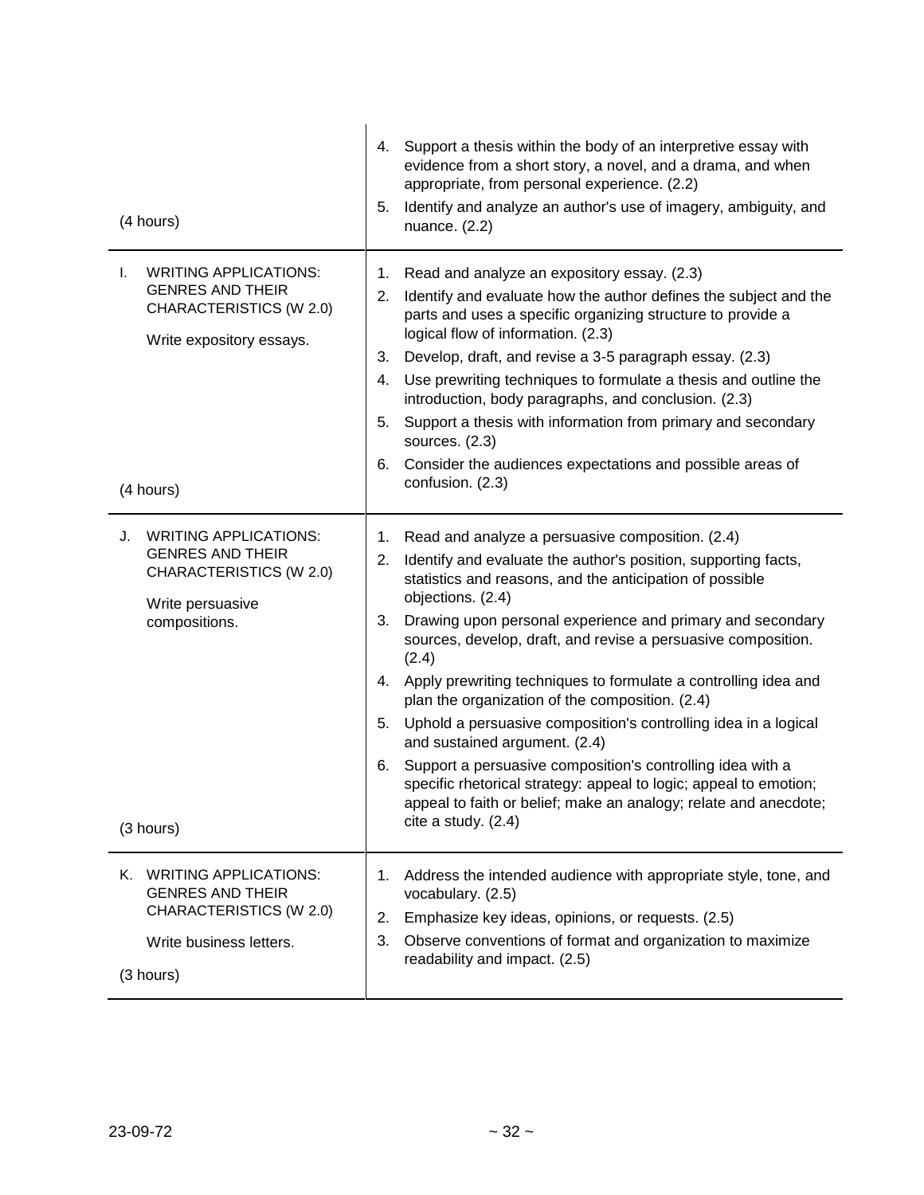| | |
|---|---|
| (4 hours) | 4. Support a thesis within the body of an interpretive essay with evidence from a short story, a novel, and a drama, and when appropriate, from personal experience. (2.2)<br>5. Identify and analyze an author's use of imagery, ambiguity, and nuance. (2.2) |
| I. WRITING APPLICATIONS: GENRES AND THEIR CHARACTERISTICS (W 2.0)<br><br>Write expository essays.<br><br>(4 hours) | 1. Read and analyze an expository essay. (2.3)<br>2. Identify and evaluate how the author defines the subject and the parts and uses a specific organizing structure to provide a logical flow of information. (2.3)<br>3. Develop, draft, and revise a 3-5 paragraph essay. (2.3)<br>4. Use prewriting techniques to formulate a thesis and outline the introduction, body paragraphs, and conclusion. (2.3)<br>5. Support a thesis with information from primary and secondary sources. (2.3)<br>6. Consider the audiences expectations and possible areas of confusion. (2.3) |
| J. WRITING APPLICATIONS: GENRES AND THEIR CHARACTERISTICS (W 2.0)<br><br>Write persuasive compositions.<br><br>(3 hours) | 1. Read and analyze a persuasive composition. (2.4)<br>2. Identify and evaluate the author's position, supporting facts, statistics and reasons, and the anticipation of possible objections. (2.4)<br>3. Drawing upon personal experience and primary and secondary sources, develop, draft, and revise a persuasive composition. (2.4)<br>4. Apply prewriting techniques to formulate a controlling idea and plan the organization of the composition. (2.4)<br>5. Uphold a persuasive composition's controlling idea in a logical and sustained argument. (2.4)<br>6. Support a persuasive composition's controlling idea with a specific rhetorical strategy: appeal to logic; appeal to emotion; appeal to faith or belief; make an analogy; relate and anecdote; cite a study. (2.4) |
| K. WRITING APPLICATIONS: GENRES AND THEIR CHARACTERISTICS (W 2.0)<br><br>Write business letters.<br><br>(3 hours) | 1. Address the intended audience with appropriate style, tone, and vocabulary. (2.5)<br>2. Emphasize key ideas, opinions, or requests. (2.5)<br>3. Observe conventions of format and organization to maximize readability and impact. (2.5) |

23-09-72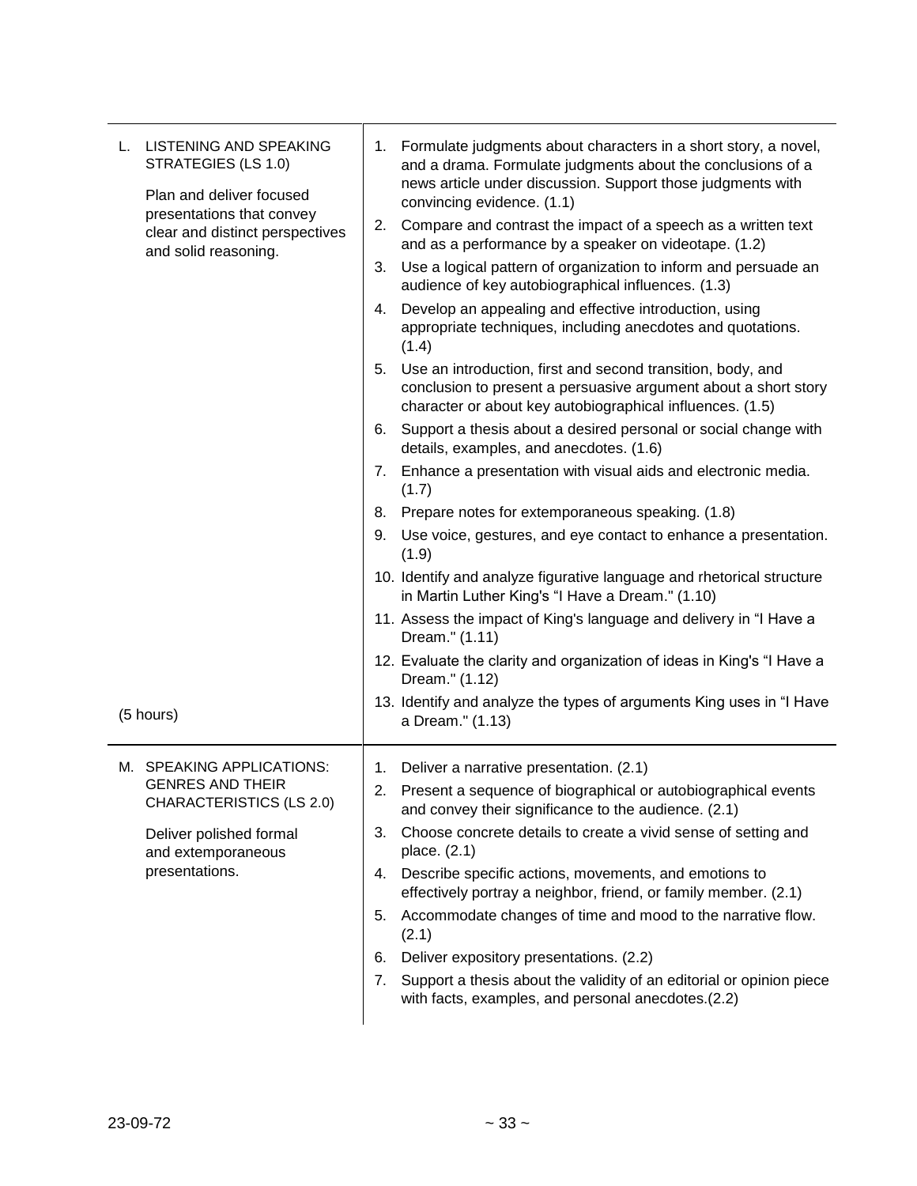| | |
|---|---|
| L. LISTENING AND SPEAKING STRATEGIES (LS 1.0)<br><br>Plan and deliver focused presentations that convey clear and distinct perspectives and solid reasoning.<br><br>(5 hours) | 1. Formulate judgments about characters in a short story, a novel, and a drama. Formulate judgments about the conclusions of a news article under discussion. Support those judgments with convincing evidence. (1.1)<br>2. Compare and contrast the impact of a speech as a written text and as a performance by a speaker on videotape. (1.2)<br>3. Use a logical pattern of organization to inform and persuade an audience of key autobiographical influences. (1.3)<br>4. Develop an appealing and effective introduction, using appropriate techniques, including anecdotes and quotations. (1.4)<br>5. Use an introduction, first and second transition, body, and conclusion to present a persuasive argument about a short story character or about key autobiographical influences. (1.5)<br>6. Support a thesis about a desired personal or social change with details, examples, and anecdotes. (1.6)<br>7. Enhance a presentation with visual aids and electronic media. (1.7)<br>8. Prepare notes for extemporaneous speaking. (1.8)<br>9. Use voice, gestures, and eye contact to enhance a presentation. (1.9)<br>10. Identify and analyze figurative language and rhetorical structure in Martin Luther King's "I Have a Dream." (1.10)<br>11. Assess the impact of King's language and delivery in "I Have a Dream." (1.11)<br>12. Evaluate the clarity and organization of ideas in King's "I Have a Dream." (1.12)<br>13. Identify and analyze the types of arguments King uses in "I Have a Dream." (1.13) |
| M. SPEAKING APPLICATIONS: GENRES AND THEIR CHARACTERISTICS (LS 2.0)<br><br>Deliver polished formal and extemporaneous presentations. | 1. Deliver a narrative presentation. (2.1)<br>2. Present a sequence of biographical or autobiographical events and convey their significance to the audience. (2.1)<br>3. Choose concrete details to create a vivid sense of setting and place. (2.1)<br>4. Describe specific actions, movements, and emotions to effectively portray a neighbor, friend, or family member. (2.1)<br>5. Accommodate changes of time and mood to the narrative flow. (2.1)<br>6. Deliver expository presentations. (2.2)<br>7. Support a thesis about the validity of an editorial or opinion piece with facts, examples, and personal anecdotes.(2.2) |

23-09-72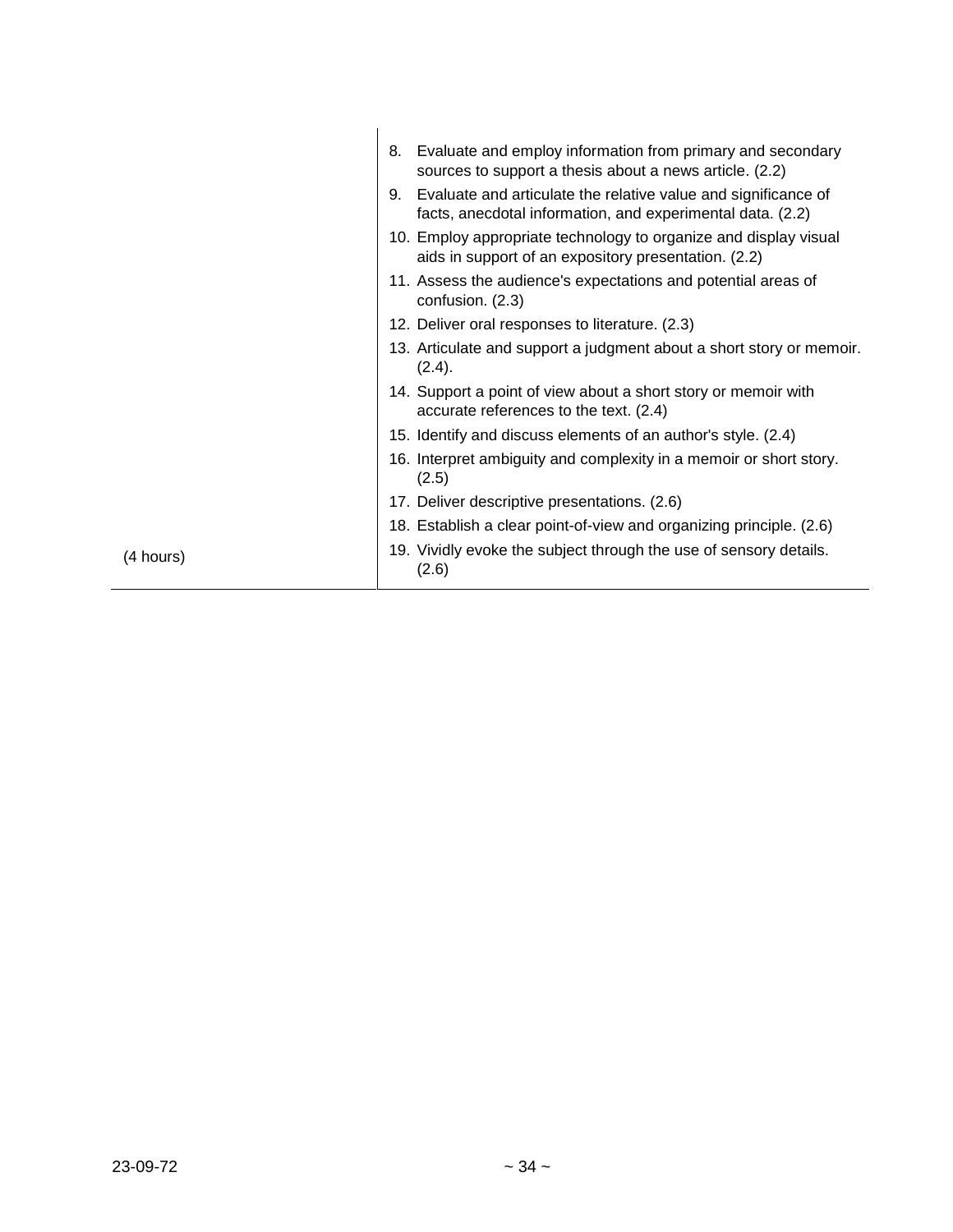| | |
|---|---|
| (4 hours) | 8. Evaluate and employ information from primary and secondary sources to support a thesis about a news article. (2.2)<br>9. Evaluate and articulate the relative value and significance of facts, anecdotal information, and experimental data. (2.2)<br>10. Employ appropriate technology to organize and display visual aids in support of an expository presentation. (2.2)<br>11. Assess the audience's expectations and potential areas of confusion. (2.3)<br>12. Deliver oral responses to literature. (2.3)<br>13. Articulate and support a judgment about a short story or memoir. (2.4).<br>14. Support a point of view about a short story or memoir with accurate references to the text. (2.4)<br>15. Identify and discuss elements of an author's style. (2.4)<br>16. Interpret ambiguity and complexity in a memoir or short story. (2.5)<br>17. Deliver descriptive presentations. (2.6)<br>18. Establish a clear point-of-view and organizing principle. (2.6)<br>19. Vividly evoke the subject through the use of sensory details. (2.6) |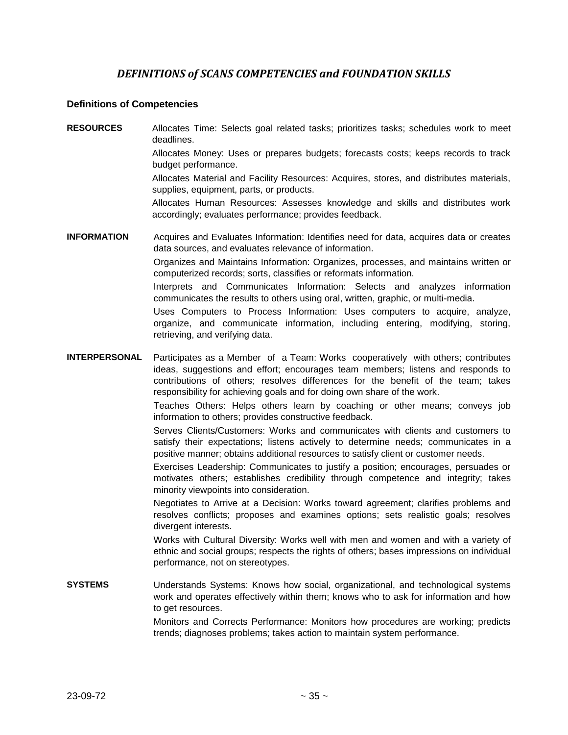## *DEFINITIONS of SCANS COMPETENCIES and FOUNDATION SKILLS*

### Definitions of Competencies

**RESOURCES**

Allocates Time: Selects goal related tasks; prioritizes tasks; schedules work to meet deadlines.

Allocates Money: Uses or prepares budgets; forecasts costs; keeps records to track budget performance.

Allocates Material and Facility Resources: Acquires, stores, and distributes materials, supplies, equipment, parts, or products.

Allocates Human Resources: Assesses knowledge and skills and distributes work accordingly; evaluates performance; provides feedback.

**INFORMATION**

Acquires and Evaluates Information: Identifies need for data, acquires data or creates data sources, and evaluates relevance of information.

Organizes and Maintains Information: Organizes, processes, and maintains written or computerized records; sorts, classifies or reformats information.

Interprets and Communicates Information: Selects and analyzes information communicates the results to others using oral, written, graphic, or multi-media.

Uses Computers to Process Information: Uses computers to acquire, analyze, organize, and communicate information, including entering, modifying, storing, retrieving, and verifying data.

**INTERPERSONAL**

Participates as a Member of a Team: Works cooperatively with others; contributes ideas, suggestions and effort; encourages team members; listens and responds to contributions of others; resolves differences for the benefit of the team; takes responsibility for achieving goals and for doing own share of the work.

Teaches Others: Helps others learn by coaching or other means; conveys job information to others; provides constructive feedback.

Serves Clients/Customers: Works and communicates with clients and customers to satisfy their expectations; listens actively to determine needs; communicates in a positive manner; obtains additional resources to satisfy client or customer needs.

Exercises Leadership: Communicates to justify a position; encourages, persuades or motivates others; establishes credibility through competence and integrity; takes minority viewpoints into consideration.

Negotiates to Arrive at a Decision: Works toward agreement; clarifies problems and resolves conflicts; proposes and examines options; sets realistic goals; resolves divergent interests.

Works with Cultural Diversity: Works well with men and women and with a variety of ethnic and social groups; respects the rights of others; bases impressions on individual performance, not on stereotypes.

**SYSTEMS**

Understands Systems: Knows how social, organizational, and technological systems work and operates effectively within them; knows who to ask for information and how to get resources.

Monitors and Corrects Performance: Monitors how procedures are working; predicts trends; diagnoses problems; takes action to maintain system performance.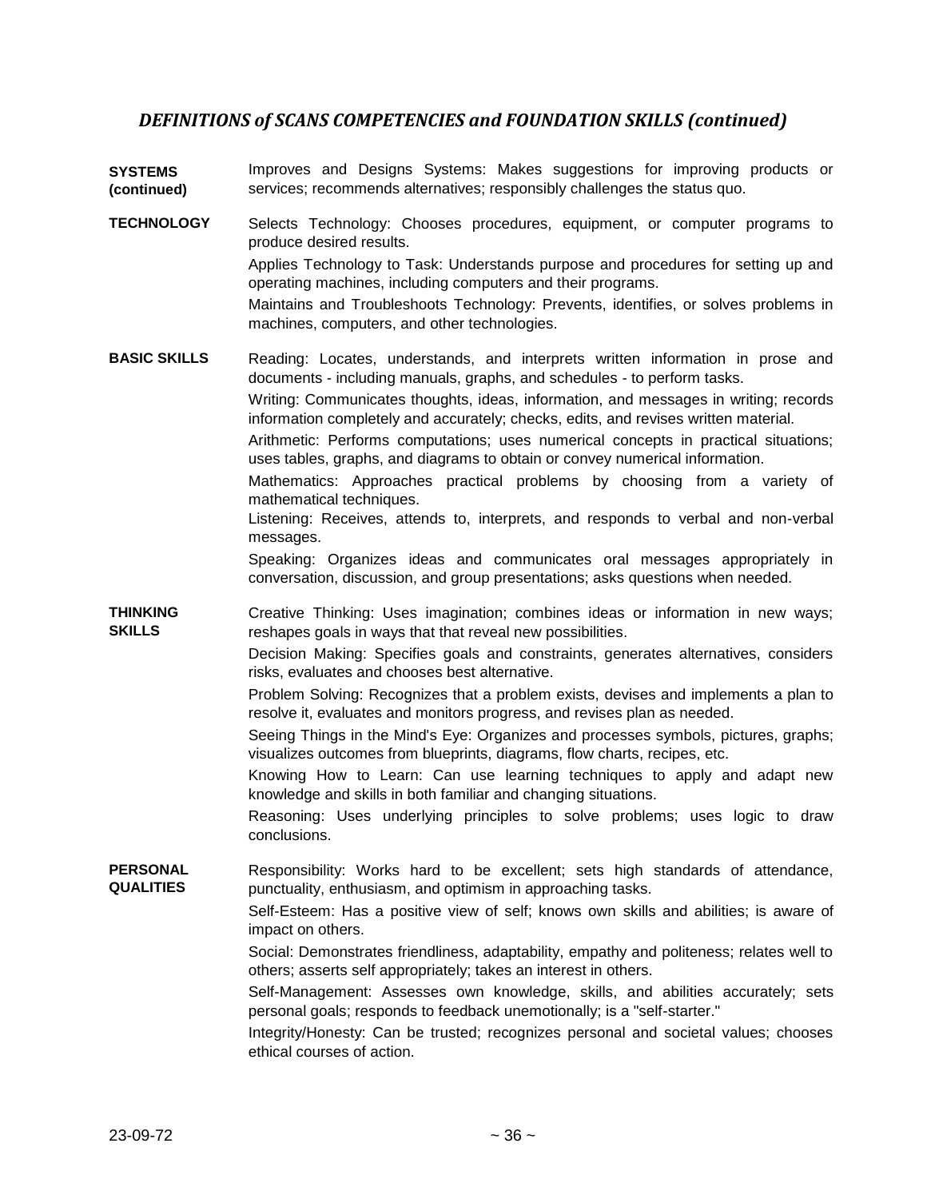## *DEFINITIONS of SCANS COMPETENCIES and FOUNDATION SKILLS (continued)*

**SYSTEMS (continued)**

Improves and Designs Systems: Makes suggestions for improving products or services; recommends alternatives; responsibly challenges the status quo.

**TECHNOLOGY**

Selects Technology: Chooses procedures, equipment, or computer programs to produce desired results.

Applies Technology to Task: Understands purpose and procedures for setting up and operating machines, including computers and their programs.

Maintains and Troubleshoots Technology: Prevents, identifies, or solves problems in machines, computers, and other technologies.

**BASIC SKILLS**

Reading: Locates, understands, and interprets written information in prose and documents - including manuals, graphs, and schedules - to perform tasks.

Writing: Communicates thoughts, ideas, information, and messages in writing; records information completely and accurately; checks, edits, and revises written material.

Arithmetic: Performs computations; uses numerical concepts in practical situations; uses tables, graphs, and diagrams to obtain or convey numerical information.

Mathematics: Approaches practical problems by choosing from a variety of mathematical techniques.

Listening: Receives, attends to, interprets, and responds to verbal and non-verbal messages.

Speaking: Organizes ideas and communicates oral messages appropriately in conversation, discussion, and group presentations; asks questions when needed.

**THINKING SKILLS**

Creative Thinking: Uses imagination; combines ideas or information in new ways; reshapes goals in ways that that reveal new possibilities.

Decision Making: Specifies goals and constraints, generates alternatives, considers risks, evaluates and chooses best alternative.

Problem Solving: Recognizes that a problem exists, devises and implements a plan to resolve it, evaluates and monitors progress, and revises plan as needed.

Seeing Things in the Mind's Eye: Organizes and processes symbols, pictures, graphs; visualizes outcomes from blueprints, diagrams, flow charts, recipes, etc.

Knowing How to Learn: Can use learning techniques to apply and adapt new knowledge and skills in both familiar and changing situations.

Reasoning: Uses underlying principles to solve problems; uses logic to draw conclusions.

**PERSONAL QUALITIES**

Responsibility: Works hard to be excellent; sets high standards of attendance, punctuality, enthusiasm, and optimism in approaching tasks.

Self-Esteem: Has a positive view of self; knows own skills and abilities; is aware of impact on others.

Social: Demonstrates friendliness, adaptability, empathy and politeness; relates well to others; asserts self appropriately; takes an interest in others.

Self-Management: Assesses own knowledge, skills, and abilities accurately; sets personal goals; responds to feedback unemotionally; is a "self-starter."

Integrity/Honesty: Can be trusted; recognizes personal and societal values; chooses ethical courses of action.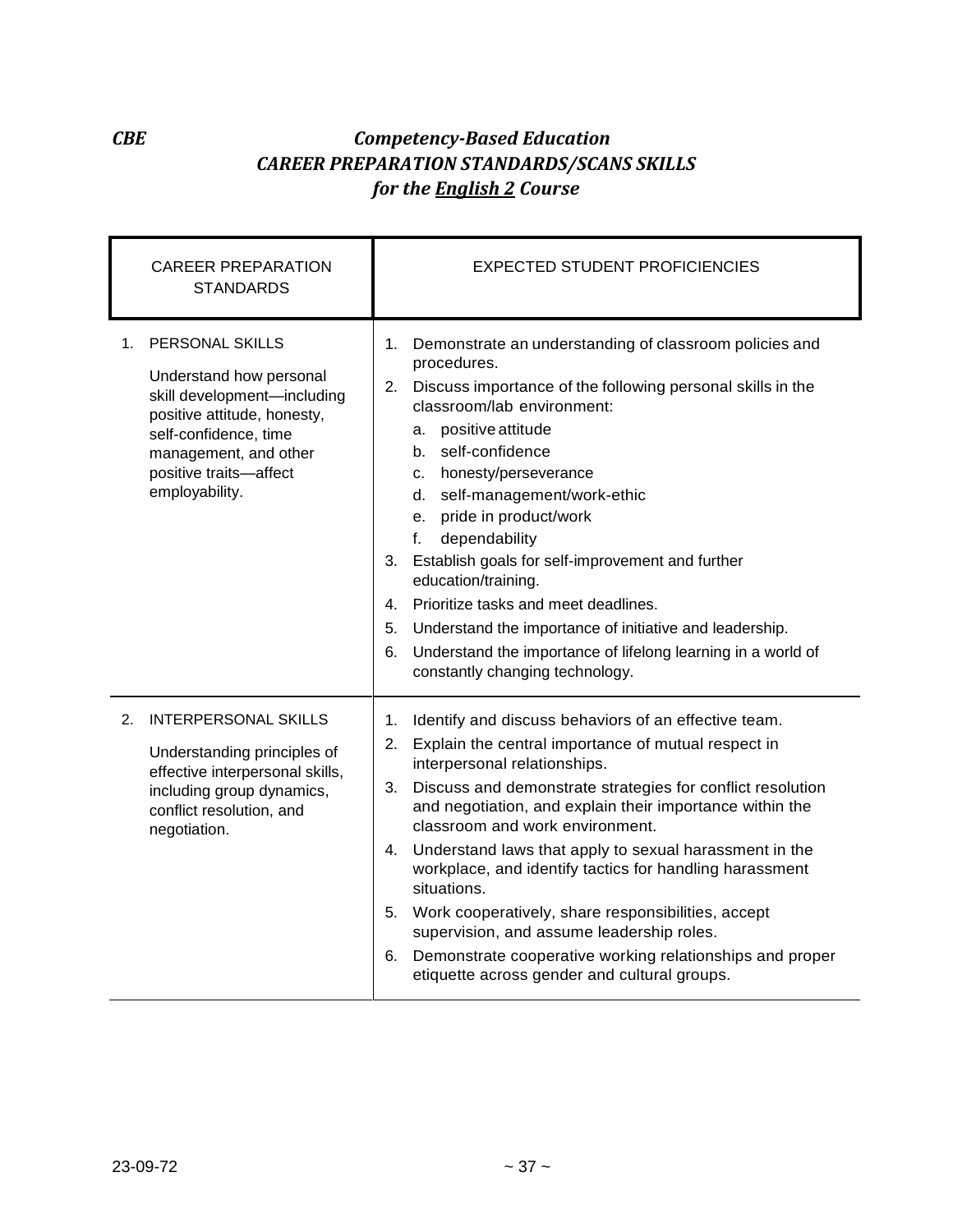***CBE*** ***Competency-Based Education***

# *CAREER PREPARATION STANDARDS/SCANS SKILLS*

## *for the English 2 Course*

| CAREER PREPARATION STANDARDS | EXPECTED STUDENT PROFICIENCIES |
|---|---|
| 1. PERSONAL SKILLS<br><br>Understand how personal skill development—including positive attitude, honesty, self-confidence, time management, and other positive traits—affect employability. | 1. Demonstrate an understanding of classroom policies and procedures.<br>2. Discuss importance of the following personal skills in the classroom/lab environment:<br>a. positive attitude<br>b. self-confidence<br>c. honesty/perseverance<br>d. self-management/work-ethic<br>e. pride in product/work<br>f. dependability<br>3. Establish goals for self-improvement and further education/training.<br>4. Prioritize tasks and meet deadlines.<br>5. Understand the importance of initiative and leadership.<br>6. Understand the importance of lifelong learning in a world of constantly changing technology. |
| 2. INTERPERSONAL SKILLS<br><br>Understanding principles of effective interpersonal skills, including group dynamics, conflict resolution, and negotiation. | 1. Identify and discuss behaviors of an effective team.<br>2. Explain the central importance of mutual respect in interpersonal relationships.<br>3. Discuss and demonstrate strategies for conflict resolution and negotiation, and explain their importance within the classroom and work environment.<br>4. Understand laws that apply to sexual harassment in the workplace, and identify tactics for handling harassment situations.<br>5. Work cooperatively, share responsibilities, accept supervision, and assume leadership roles.<br>6. Demonstrate cooperative working relationships and proper etiquette across gender and cultural groups. |

23-09-72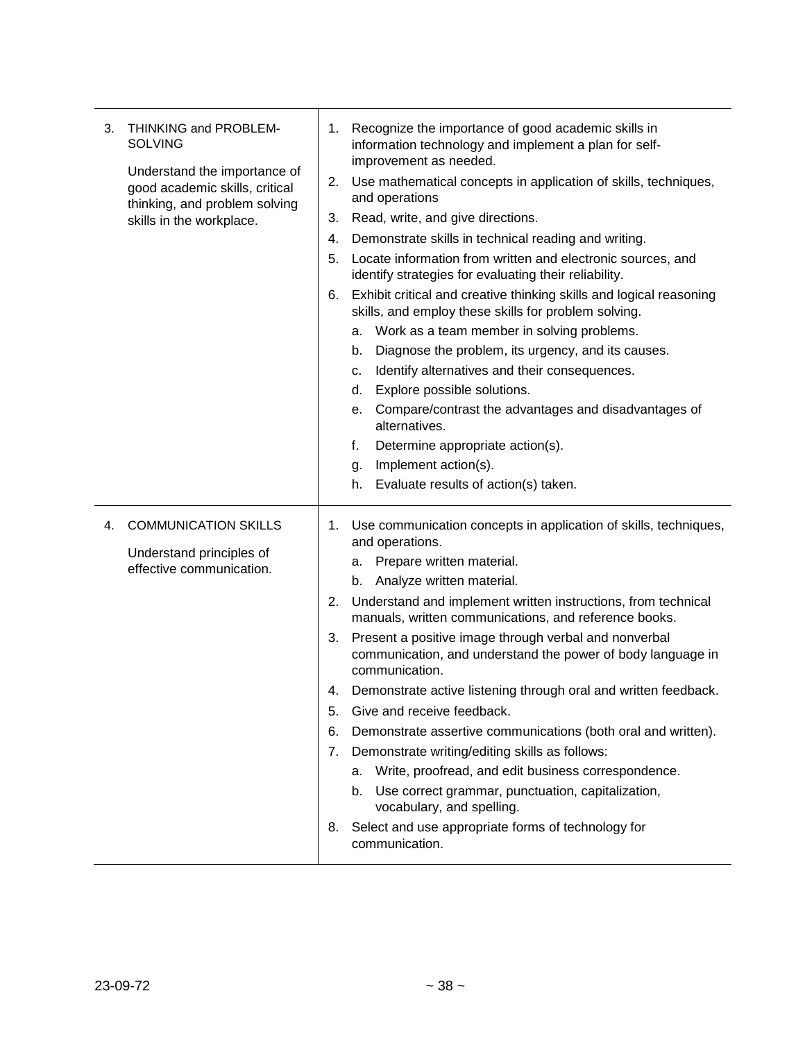| | |
|---|---|
| 3. THINKING and PROBLEM-SOLVING<br><br>Understand the importance of good academic skills, critical thinking, and problem solving skills in the workplace. | 1. Recognize the importance of good academic skills in information technology and implement a plan for self-improvement as needed.<br>2. Use mathematical concepts in application of skills, techniques, and operations<br>3. Read, write, and give directions.<br>4. Demonstrate skills in technical reading and writing.<br>5. Locate information from written and electronic sources, and identify strategies for evaluating their reliability.<br>6. Exhibit critical and creative thinking skills and logical reasoning skills, and employ these skills for problem solving.<br>a. Work as a team member in solving problems.<br>b. Diagnose the problem, its urgency, and its causes.<br>c. Identify alternatives and their consequences.<br>d. Explore possible solutions.<br>e. Compare/contrast the advantages and disadvantages of alternatives.<br>f. Determine appropriate action(s).<br>g. Implement action(s).<br>h. Evaluate results of action(s) taken. |
| 4. COMMUNICATION SKILLS<br><br>Understand principles of effective communication. | 1. Use communication concepts in application of skills, techniques, and operations.<br>a. Prepare written material.<br>b. Analyze written material.<br>2. Understand and implement written instructions, from technical manuals, written communications, and reference books.<br>3. Present a positive image through verbal and nonverbal communication, and understand the power of body language in communication.<br>4. Demonstrate active listening through oral and written feedback.<br>5. Give and receive feedback.<br>6. Demonstrate assertive communications (both oral and written).<br>7. Demonstrate writing/editing skills as follows:<br>a. Write, proofread, and edit business correspondence.<br>b. Use correct grammar, punctuation, capitalization, vocabulary, and spelling.<br>8. Select and use appropriate forms of technology for communication. |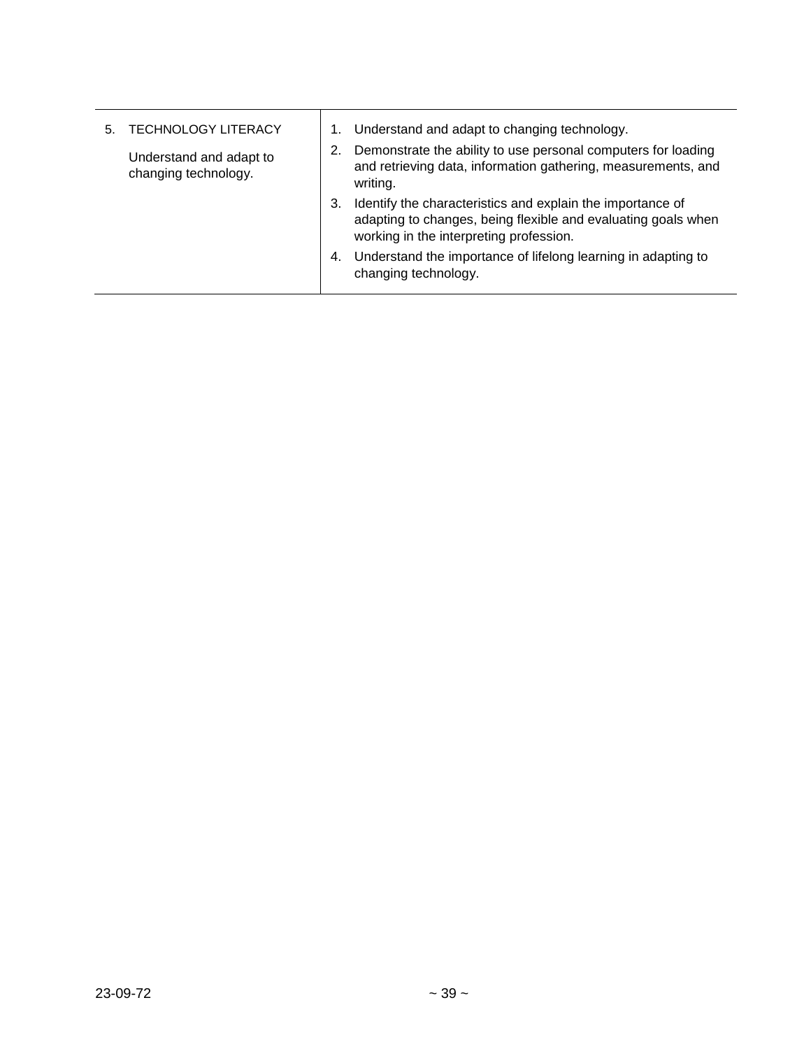| | |
|---|---|
| 5. TECHNOLOGY LITERACY<br><br>Understand and adapt to changing technology. | 1. Understand and adapt to changing technology.<br>2. Demonstrate the ability to use personal computers for loading and retrieving data, information gathering, measurements, and writing.<br>3. Identify the characteristics and explain the importance of adapting to changes, being flexible and evaluating goals when working in the interpreting profession.<br>4. Understand the importance of lifelong learning in adapting to changing technology. |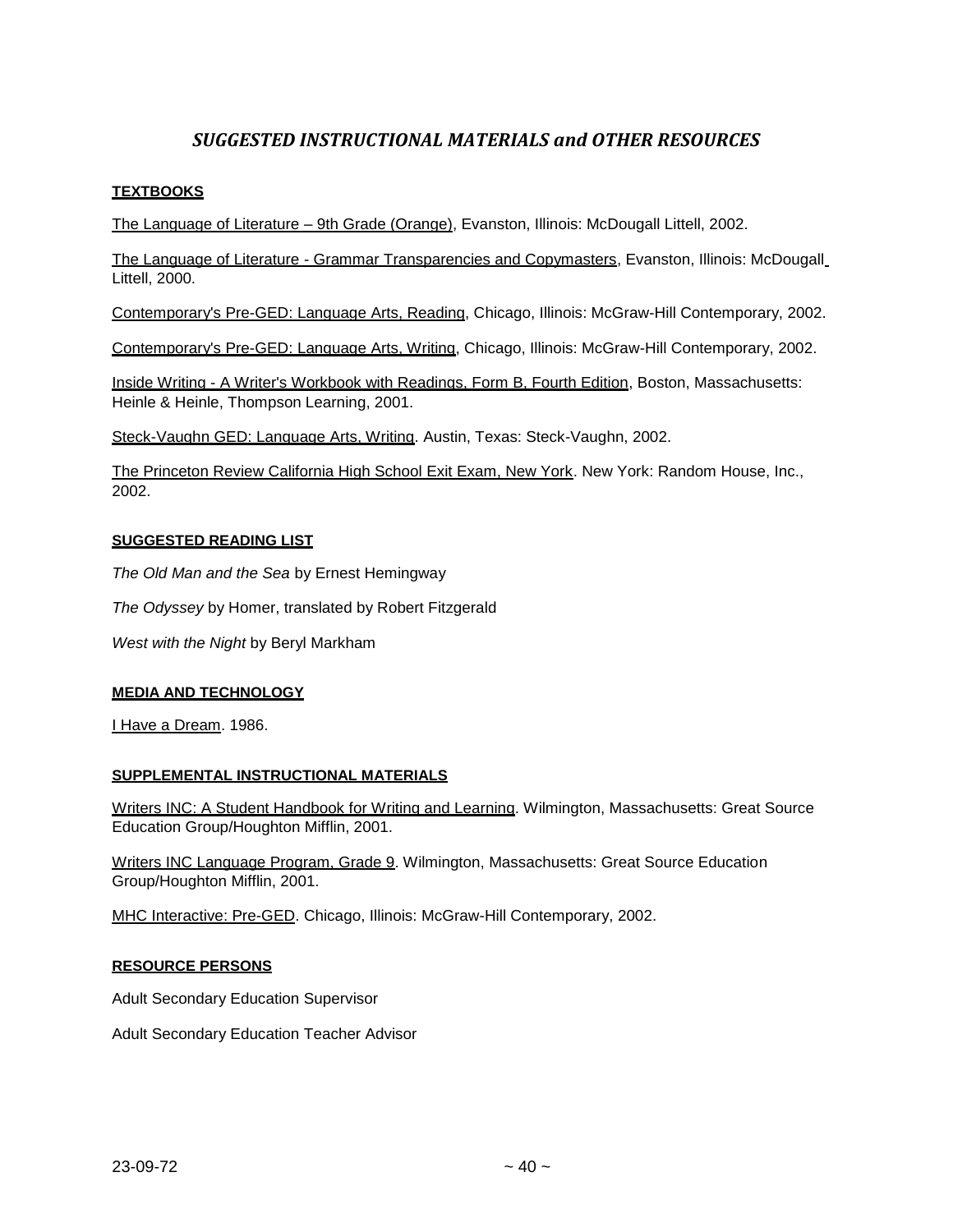## *SUGGESTED INSTRUCTIONAL MATERIALS and OTHER RESOURCES*

**TEXTBOOKS**

The Language of Literature – 9th Grade (Orange), Evanston, Illinois: McDougall Littell, 2002.

The Language of Literature - Grammar Transparencies and Copymasters, Evanston, Illinois: McDougall Littell, 2000.

Contemporary's Pre-GED: Language Arts, Reading, Chicago, Illinois: McGraw-Hill Contemporary, 2002.

Contemporary's Pre-GED: Language Arts, Writing, Chicago, Illinois: McGraw-Hill Contemporary, 2002.

Inside Writing - A Writer's Workbook with Readings, Form B, Fourth Edition, Boston, Massachusetts: Heinle & Heinle, Thompson Learning, 2001.

Steck-Vaughn GED: Language Arts, Writing. Austin, Texas: Steck-Vaughn, 2002.

The Princeton Review California High School Exit Exam, New York. New York: Random House, Inc., 2002.

**SUGGESTED READING LIST**

*The Old Man and the Sea* by Ernest Hemingway

*The Odyssey* by Homer, translated by Robert Fitzgerald

*West with the Night* by Beryl Markham

**MEDIA AND TECHNOLOGY**

I Have a Dream. 1986.

**SUPPLEMENTAL INSTRUCTIONAL MATERIALS**

Writers INC: A Student Handbook for Writing and Learning. Wilmington, Massachusetts: Great Source Education Group/Houghton Mifflin, 2001.

Writers INC Language Program, Grade 9. Wilmington, Massachusetts: Great Source Education Group/Houghton Mifflin, 2001.

MHC Interactive: Pre-GED. Chicago, Illinois: McGraw-Hill Contemporary, 2002.

**RESOURCE PERSONS**

Adult Secondary Education Supervisor

Adult Secondary Education Teacher Advisor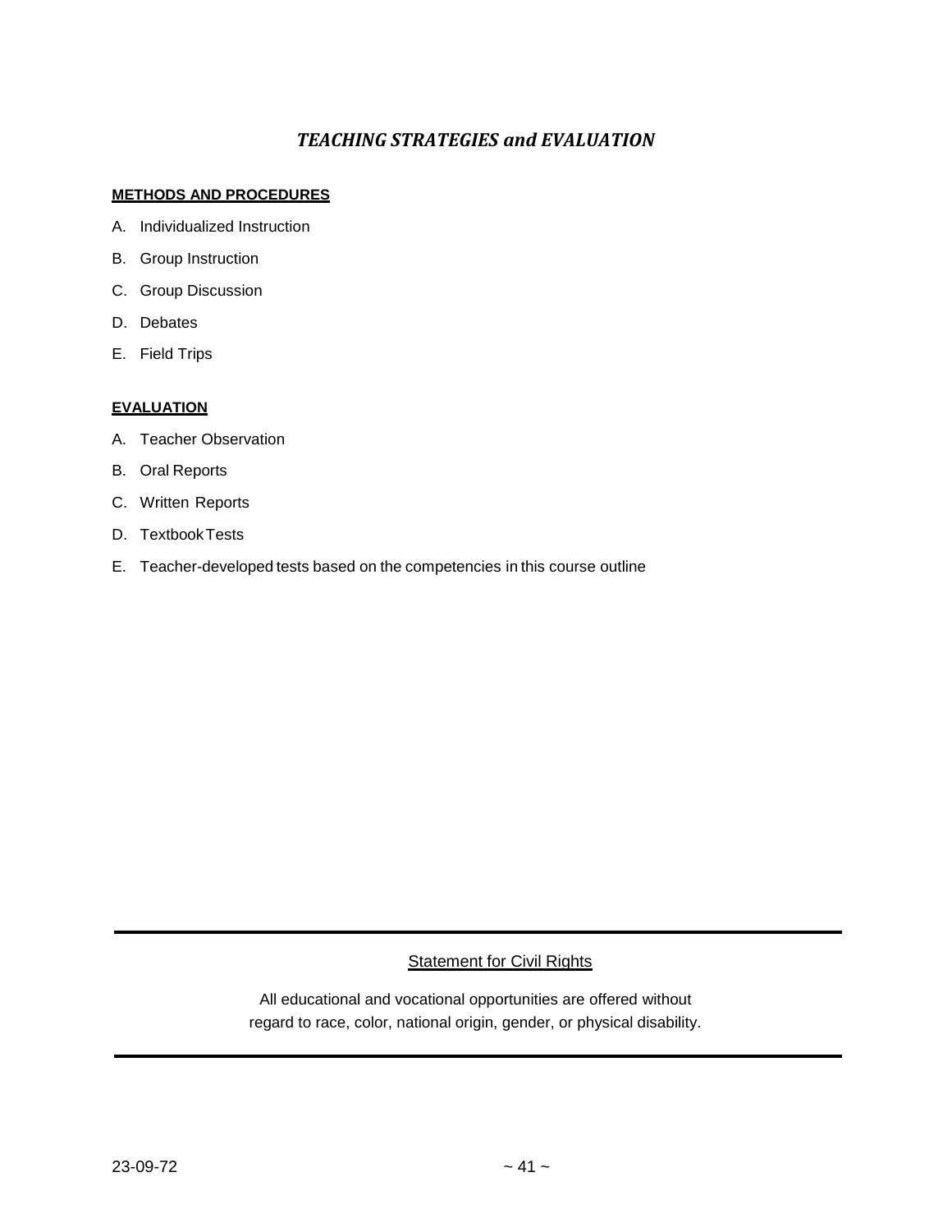# *TEACHING STRATEGIES and EVALUATION*

**METHODS AND PROCEDURES**

A. Individualized Instruction

B. Group Instruction

C. Group Discussion

D. Debates

E. Field Trips

**EVALUATION**

A. Teacher Observation

B. Oral Reports

C. Written Reports

D. Textbook Tests

E. Teacher-developed tests based on the competencies in this course outline

---

Statement for Civil Rights

All educational and vocational opportunities are offered without regard to race, color, national origin, gender, or physical disability.

---